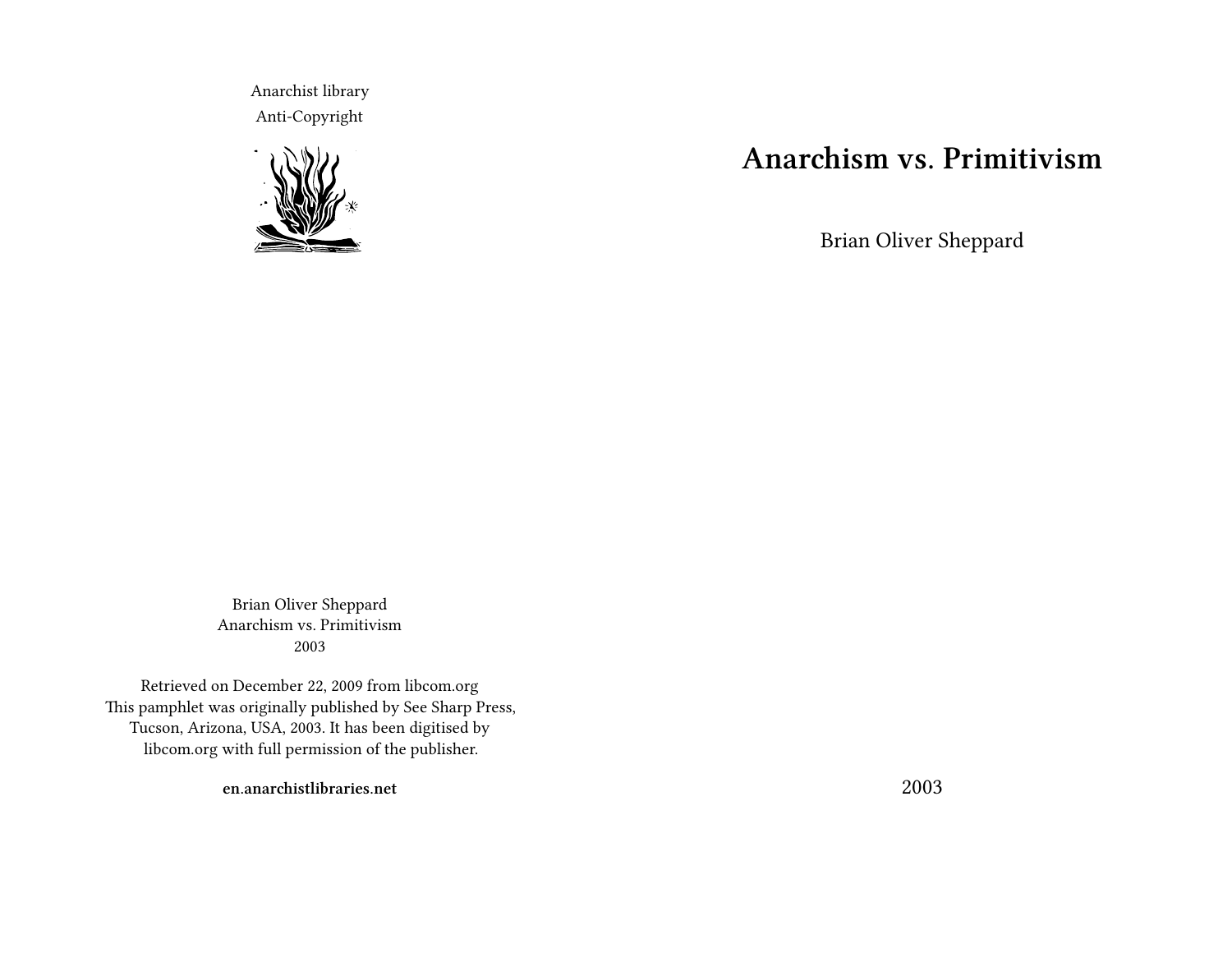# Anarchism vs. Primitivism

Brian Oliver Sheppard

2003

Anarchist library
Anti-Copyright

Brian Oliver Sheppard
Anarchism vs. Primitivism
2003

Retrieved on December 22, 2009 from libcom.org
This pamphlet was originally published by See Sharp Press, Tucson, Arizona, USA, 2003. It has been digitised by libcom.org with full permission of the publisher.

**en.anarchistlibraries.net**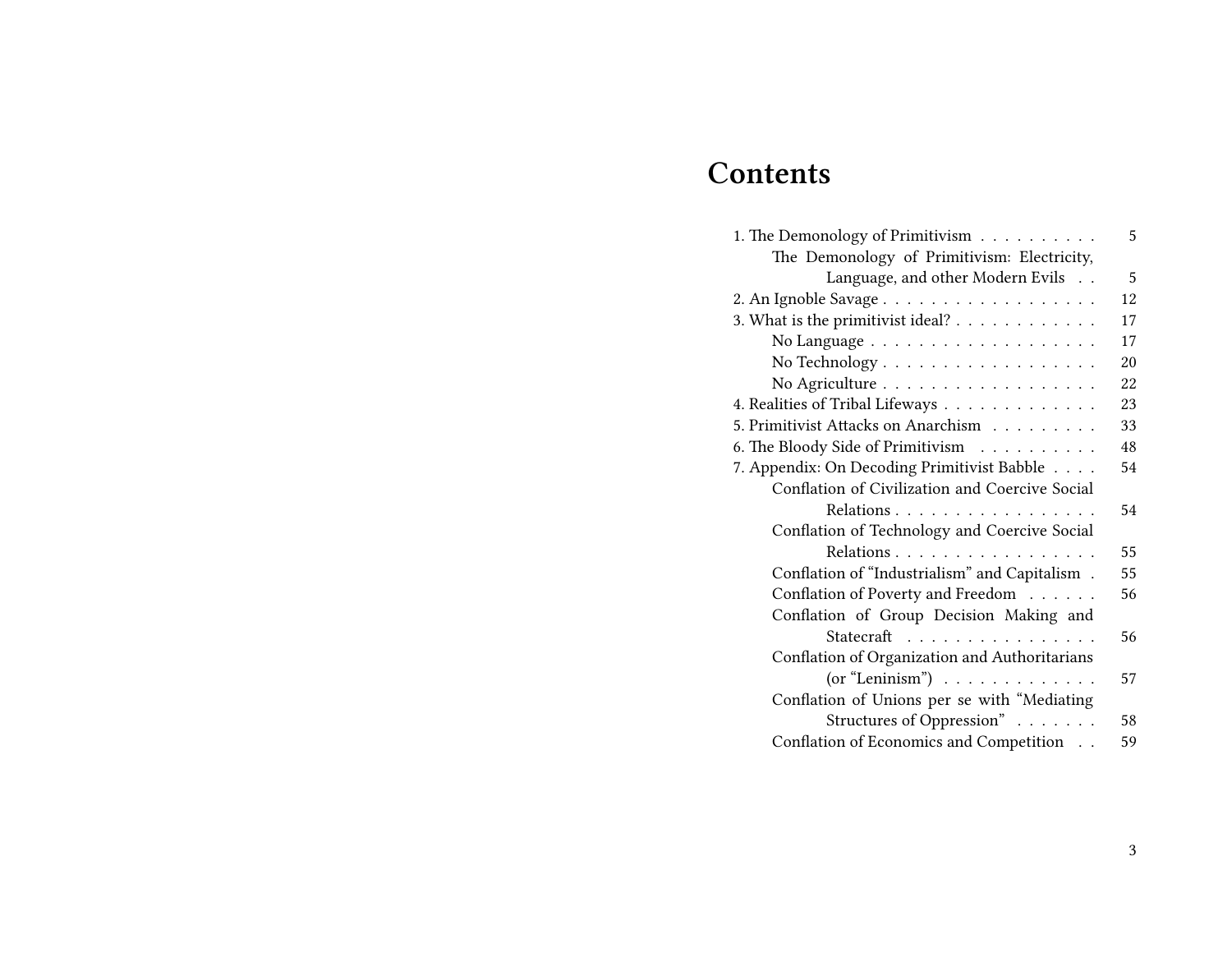# Contents

- 1. The Demonology of Primitivism . . . . . . . . . . 5
  - The Demonology of Primitivism: Electricity, Language, and other Modern Evils . . 5
- 2. An Ignoble Savage . . . . . . . . . . . . . . . . . . 12
- 3. What is the primitivist ideal? . . . . . . . . . . . . 17
  - No Language . . . . . . . . . . . . . . . . . . . 17
  - No Technology . . . . . . . . . . . . . . . . . . 20
  - No Agriculture . . . . . . . . . . . . . . . . . . 22
- 4. Realities of Tribal Lifeways . . . . . . . . . . . . 23
- 5. Primitivist Attacks on Anarchism . . . . . . . . . 33
- 6. The Bloody Side of Primitivism . . . . . . . . . . 48
- 7. Appendix: On Decoding Primitivist Babble . . . . 54
  - Conflation of Civilization and Coercive Social Relations . . . . . . . . . . . . . . . . . 54
  - Conflation of Technology and Coercive Social Relations . . . . . . . . . . . . . . . . . 55
  - Conflation of "Industrialism" and Capitalism . 55
  - Conflation of Poverty and Freedom . . . . . . 56
  - Conflation of Group Decision Making and Statecraft . . . . . . . . . . . . . . . . 56
  - Conflation of Organization and Authoritarians (or "Leninism") . . . . . . . . . . . . . 57
  - Conflation of Unions per se with "Mediating Structures of Oppression" . . . . . . . 58
  - Conflation of Economics and Competition . . 59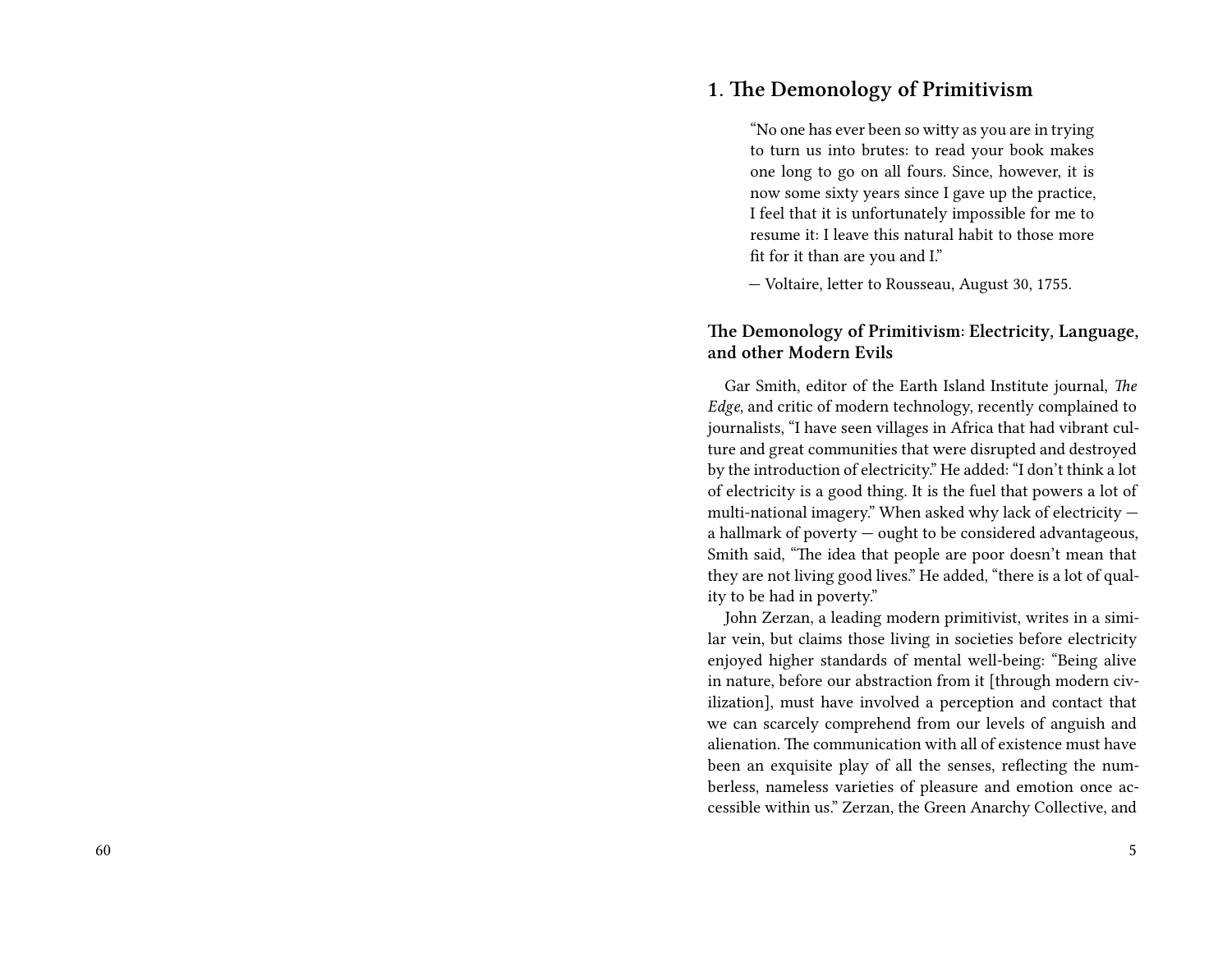## 1. The Demonology of Primitivism

> "No one has ever been so witty as you are in trying to turn us into brutes: to read your book makes one long to go on all fours. Since, however, it is now some sixty years since I gave up the practice, I feel that it is unfortunately impossible for me to resume it: I leave this natural habit to those more fit for it than are you and I."
>
> — Voltaire, letter to Rousseau, August 30, 1755.

### The Demonology of Primitivism: Electricity, Language, and other Modern Evils

Gar Smith, editor of the Earth Island Institute journal, *The Edge*, and critic of modern technology, recently complained to journalists, "I have seen villages in Africa that had vibrant culture and great communities that were disrupted and destroyed by the introduction of electricity." He added: "I don't think a lot of electricity is a good thing. It is the fuel that powers a lot of multi-national imagery." When asked why lack of electricity — a hallmark of poverty — ought to be considered advantageous, Smith said, "The idea that people are poor doesn't mean that they are not living good lives." He added, "there is a lot of quality to be had in poverty."

John Zerzan, a leading modern primitivist, writes in a similar vein, but claims those living in societies before electricity enjoyed higher standards of mental well-being: "Being alive in nature, before our abstraction from it [through modern civilization], must have involved a perception and contact that we can scarcely comprehend from our levels of anguish and alienation. The communication with all of existence must have been an exquisite play of all the senses, reflecting the numberless, nameless varieties of pleasure and emotion once accessible within us." Zerzan, the Green Anarchy Collective, and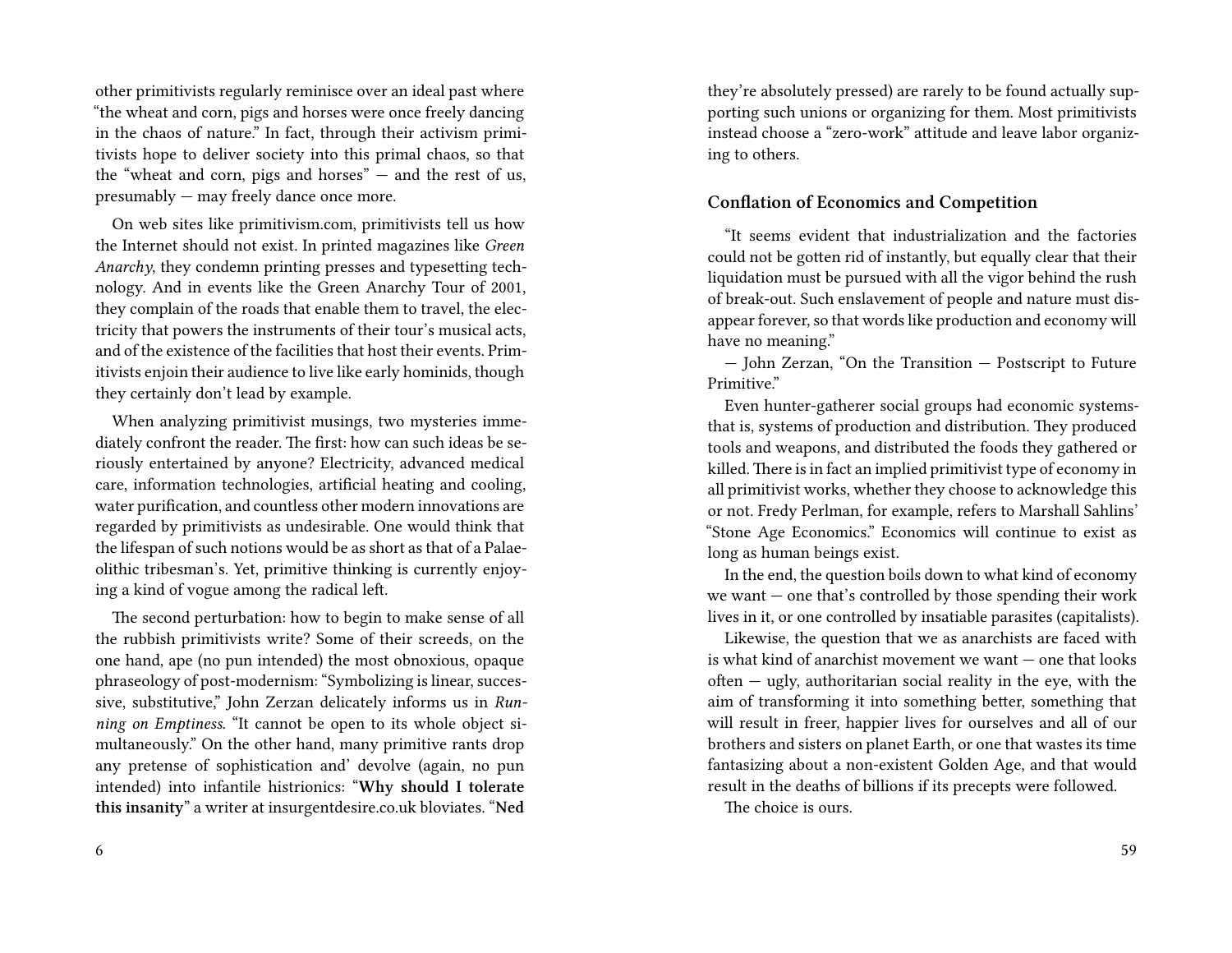other primitivists regularly reminisce over an ideal past where "the wheat and corn, pigs and horses were once freely dancing in the chaos of nature." In fact, through their activism primitivists hope to deliver society into this primal chaos, so that the "wheat and corn, pigs and horses" — and the rest of us, presumably — may freely dance once more.

On web sites like primitivism.com, primitivists tell us how the Internet should not exist. In printed magazines like *Green Anarchy*, they condemn printing presses and typesetting technology. And in events like the Green Anarchy Tour of 2001, they complain of the roads that enable them to travel, the electricity that powers the instruments of their tour's musical acts, and of the existence of the facilities that host their events. Primitivists enjoin their audience to live like early hominids, though they certainly don't lead by example.

When analyzing primitivist musings, two mysteries immediately confront the reader. The first: how can such ideas be seriously entertained by anyone? Electricity, advanced medical care, information technologies, artificial heating and cooling, water purification, and countless other modern innovations are regarded by primitivists as undesirable. One would think that the lifespan of such notions would be as short as that of a Palaeolithic tribesman's. Yet, primitive thinking is currently enjoying a kind of vogue among the radical left.

The second perturbation: how to begin to make sense of all the rubbish primitivists write? Some of their screeds, on the one hand, ape (no pun intended) the most obnoxious, opaque phraseology of post-modernism: "Symbolizing is linear, successive, substitutive," John Zerzan delicately informs us in *Running on Emptiness*. "It cannot be open to its whole object simultaneously." On the other hand, many primitive rants drop any pretense of sophistication and' devolve (again, no pun intended) into infantile histrionics: "**Why should I tolerate this insanity**" a writer at insurgentdesire.co.uk bloviates. "**Ned**

they're absolutely pressed) are rarely to be found actually supporting such unions or organizing for them. Most primitivists instead choose a "zero-work" attitude and leave labor organizing to others.

### Conflation of Economics and Competition

"It seems evident that industrialization and the factories could not be gotten rid of instantly, but equally clear that their liquidation must be pursued with all the vigor behind the rush of break-out. Such enslavement of people and nature must disappear forever, so that words like production and economy will have no meaning."

— John Zerzan, "On the Transition — Postscript to Future Primitive."

Even hunter-gatherer social groups had economic systemsthat is, systems of production and distribution. They produced tools and weapons, and distributed the foods they gathered or killed. There is in fact an implied primitivist type of economy in all primitivist works, whether they choose to acknowledge this or not. Fredy Perlman, for example, refers to Marshall Sahlins' "Stone Age Economics." Economics will continue to exist as long as human beings exist.

In the end, the question boils down to what kind of economy we want — one that's controlled by those spending their work lives in it, or one controlled by insatiable parasites (capitalists).

Likewise, the question that we as anarchists are faced with is what kind of anarchist movement we want — one that looks often — ugly, authoritarian social reality in the eye, with the aim of transforming it into something better, something that will result in freer, happier lives for ourselves and all of our brothers and sisters on planet Earth, or one that wastes its time fantasizing about a non-existent Golden Age, and that would result in the deaths of billions if its precepts were followed.

The choice is ours.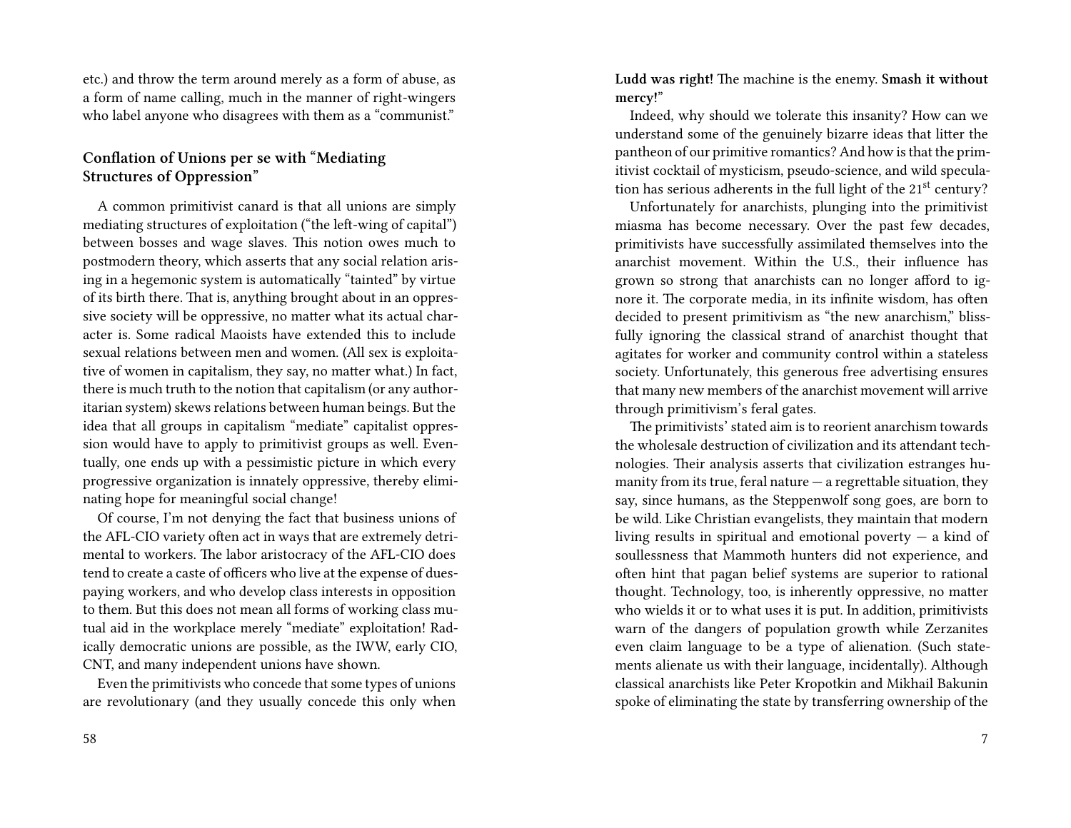etc.) and throw the term around merely as a form of abuse, as a form of name calling, much in the manner of right-wingers who label anyone who disagrees with them as a "communist."

### Conflation of Unions per se with "Mediating Structures of Oppression"

A common primitivist canard is that all unions are simply mediating structures of exploitation ("the left-wing of capital") between bosses and wage slaves. This notion owes much to postmodern theory, which asserts that any social relation arising in a hegemonic system is automatically "tainted" by virtue of its birth there. That is, anything brought about in an oppressive society will be oppressive, no matter what its actual character is. Some radical Maoists have extended this to include sexual relations between men and women. (All sex is exploitative of women in capitalism, they say, no matter what.) In fact, there is much truth to the notion that capitalism (or any authoritarian system) skews relations between human beings. But the idea that all groups in capitalism "mediate" capitalist oppression would have to apply to primitivist groups as well. Eventually, one ends up with a pessimistic picture in which every progressive organization is innately oppressive, thereby eliminating hope for meaningful social change!

Of course, I'm not denying the fact that business unions of the AFL-CIO variety often act in ways that are extremely detrimental to workers. The labor aristocracy of the AFL-CIO does tend to create a caste of officers who live at the expense of dues-paying workers, and who develop class interests in opposition to them. But this does not mean all forms of working class mutual aid in the workplace merely "mediate" exploitation! Radically democratic unions are possible, as the IWW, early CIO, CNT, and many independent unions have shown.

Even the primitivists who concede that some types of unions are revolutionary (and they usually concede this only when

**Ludd was right!** The machine is the enemy. **Smash it without mercy!**"

Indeed, why should we tolerate this insanity? How can we understand some of the genuinely bizarre ideas that litter the pantheon of our primitive romantics? And how is that the primitivist cocktail of mysticism, pseudo-science, and wild speculation has serious adherents in the full light of the 21st century?

Unfortunately for anarchists, plunging into the primitivist miasma has become necessary. Over the past few decades, primitivists have successfully assimilated themselves into the anarchist movement. Within the U.S., their influence has grown so strong that anarchists can no longer afford to ignore it. The corporate media, in its infinite wisdom, has often decided to present primitivism as "the new anarchism," blissfully ignoring the classical strand of anarchist thought that agitates for worker and community control within a stateless society. Unfortunately, this generous free advertising ensures that many new members of the anarchist movement will arrive through primitivism's feral gates.

The primitivists' stated aim is to reorient anarchism towards the wholesale destruction of civilization and its attendant technologies. Their analysis asserts that civilization estranges humanity from its true, feral nature — a regrettable situation, they say, since humans, as the Steppenwolf song goes, are born to be wild. Like Christian evangelists, they maintain that modern living results in spiritual and emotional poverty — a kind of soullessness that Mammoth hunters did not experience, and often hint that pagan belief systems are superior to rational thought. Technology, too, is inherently oppressive, no matter who wields it or to what uses it is put. In addition, primitivists warn of the dangers of population growth while Zerzanites even claim language to be a type of alienation. (Such statements alienate us with their language, incidentally). Although classical anarchists like Peter Kropotkin and Mikhail Bakunin spoke of eliminating the state by transferring ownership of the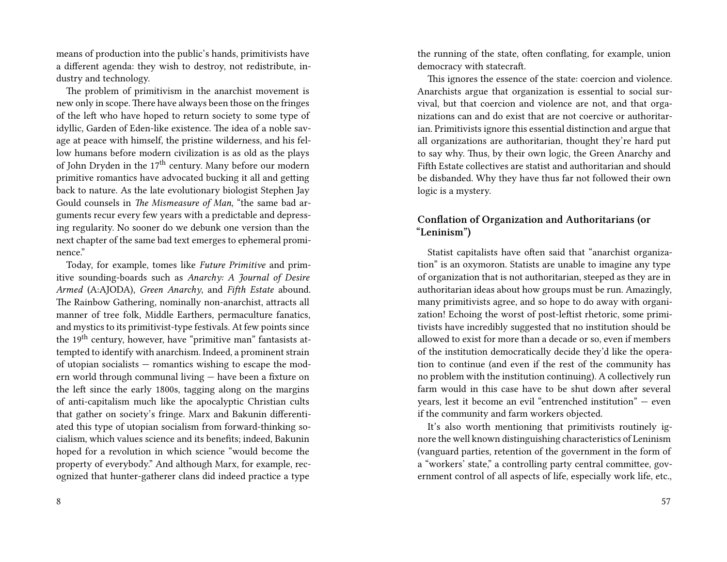means of production into the public's hands, primitivists have a different agenda: they wish to destroy, not redistribute, industry and technology.

The problem of primitivism in the anarchist movement is new only in scope. There have always been those on the fringes of the left who have hoped to return society to some type of idyllic, Garden of Eden-like existence. The idea of a noble savage at peace with himself, the pristine wilderness, and his fellow humans before modern civilization is as old as the plays of John Dryden in the 17th century. Many before our modern primitive romantics have advocated bucking it all and getting back to nature. As the late evolutionary biologist Stephen Jay Gould counsels in *The Mismeasure of Man*, "the same bad arguments recur every few years with a predictable and depressing regularity. No sooner do we debunk one version than the next chapter of the same bad text emerges to ephemeral prominence."

Today, for example, tomes like *Future Primitive* and primitive sounding-boards such as *Anarchy: A Journal of Desire Armed* (A:AJODA), *Green Anarchy*, and *Fifth Estate* abound. The Rainbow Gathering, nominally non-anarchist, attracts all manner of tree folk, Middle Earthers, permaculture fanatics, and mystics to its primitivist-type festivals. At few points since the 19th century, however, have "primitive man" fantasists attempted to identify with anarchism. Indeed, a prominent strain of utopian socialists — romantics wishing to escape the modern world through communal living — have been a fixture on the left since the early 1800s, tagging along on the margins of anti-capitalism much like the apocalyptic Christian cults that gather on society's fringe. Marx and Bakunin differentiated this type of utopian socialism from forward-thinking socialism, which values science and its benefits; indeed, Bakunin hoped for a revolution in which science "would become the property of everybody." And although Marx, for example, recognized that hunter-gatherer clans did indeed practice a type

the running of the state, often conflating, for example, union democracy with statecraft.

This ignores the essence of the state: coercion and violence. Anarchists argue that organization is essential to social survival, but that coercion and violence are not, and that organizations can and do exist that are not coercive or authoritarian. Primitivists ignore this essential distinction and argue that all organizations are authoritarian, thought they're hard put to say why. Thus, by their own logic, the Green Anarchy and Fifth Estate collectives are statist and authoritarian and should be disbanded. Why they have thus far not followed their own logic is a mystery.

### Conflation of Organization and Authoritarians (or "Leninism")

Statist capitalists have often said that "anarchist organization" is an oxymoron. Statists are unable to imagine any type of organization that is not authoritarian, steeped as they are in authoritarian ideas about how groups must be run. Amazingly, many primitivists agree, and so hope to do away with organization! Echoing the worst of post-leftist rhetoric, some primitivists have incredibly suggested that no institution should be allowed to exist for more than a decade or so, even if members of the institution democratically decide they'd like the operation to continue (and even if the rest of the community has no problem with the institution continuing). A collectively run farm would in this case have to be shut down after several years, lest it become an evil "entrenched institution" — even if the community and farm workers objected.

It's also worth mentioning that primitivists routinely ignore the well known distinguishing characteristics of Leninism (vanguard parties, retention of the government in the form of a "workers' state," a controlling party central committee, government control of all aspects of life, especially work life, etc.,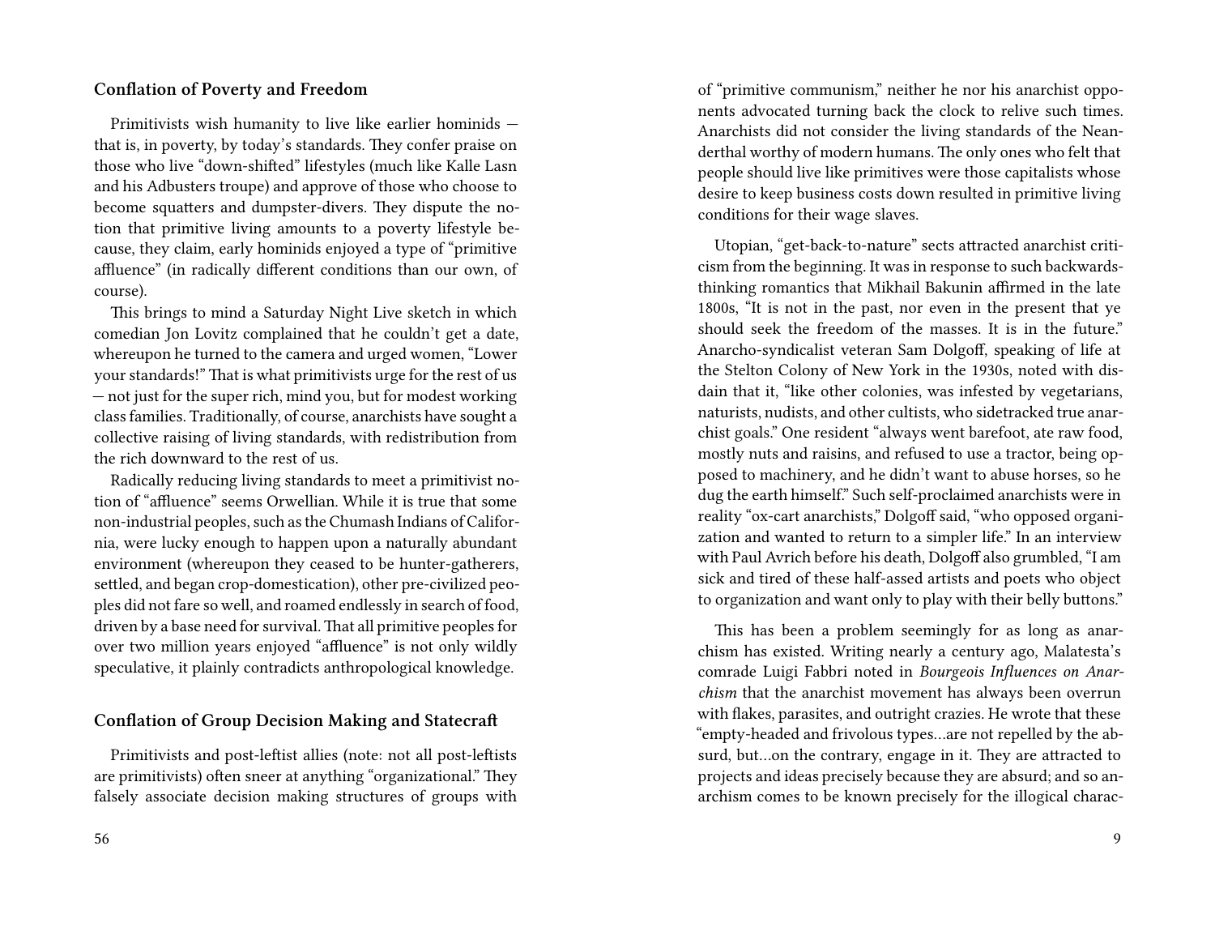## Conflation of Poverty and Freedom

Primitivists wish humanity to live like earlier hominids — that is, in poverty, by today's standards. They confer praise on those who live "down-shifted" lifestyles (much like Kalle Lasn and his Adbusters troupe) and approve of those who choose to become squatters and dumpster-divers. They dispute the notion that primitive living amounts to a poverty lifestyle because, they claim, early hominids enjoyed a type of "primitive affluence" (in radically different conditions than our own, of course).

This brings to mind a Saturday Night Live sketch in which comedian Jon Lovitz complained that he couldn't get a date, whereupon he turned to the camera and urged women, "Lower your standards!" That is what primitivists urge for the rest of us — not just for the super rich, mind you, but for modest working class families. Traditionally, of course, anarchists have sought a collective raising of living standards, with redistribution from the rich downward to the rest of us.

Radically reducing living standards to meet a primitivist notion of "affluence" seems Orwellian. While it is true that some non-industrial peoples, such as the Chumash Indians of California, were lucky enough to happen upon a naturally abundant environment (whereupon they ceased to be hunter-gatherers, settled, and began crop-domestication), other pre-civilized peoples did not fare so well, and roamed endlessly in search of food, driven by a base need for survival. That all primitive peoples for over two million years enjoyed "affluence" is not only wildly speculative, it plainly contradicts anthropological knowledge.

## Conflation of Group Decision Making and Statecraft

Primitivists and post-leftist allies (note: not all post-leftists are primitivists) often sneer at anything "organizational." They falsely associate decision making structures of groups with

of "primitive communism," neither he nor his anarchist opponents advocated turning back the clock to relive such times. Anarchists did not consider the living standards of the Neanderthal worthy of modern humans. The only ones who felt that people should live like primitives were those capitalists whose desire to keep business costs down resulted in primitive living conditions for their wage slaves.

Utopian, "get-back-to-nature" sects attracted anarchist criticism from the beginning. It was in response to such backwards-thinking romantics that Mikhail Bakunin affirmed in the late 1800s, "It is not in the past, nor even in the present that ye should seek the freedom of the masses. It is in the future." Anarcho-syndicalist veteran Sam Dolgoff, speaking of life at the Stelton Colony of New York in the 1930s, noted with disdain that it, "like other colonies, was infested by vegetarians, naturists, nudists, and other cultists, who sidetracked true anarchist goals." One resident "always went barefoot, ate raw food, mostly nuts and raisins, and refused to use a tractor, being opposed to machinery, and he didn't want to abuse horses, so he dug the earth himself." Such self-proclaimed anarchists were in reality "ox-cart anarchists," Dolgoff said, "who opposed organization and wanted to return to a simpler life." In an interview with Paul Avrich before his death, Dolgoff also grumbled, "I am sick and tired of these half-assed artists and poets who object to organization and want only to play with their belly buttons."

This has been a problem seemingly for as long as anarchism has existed. Writing nearly a century ago, Malatesta's comrade Luigi Fabbri noted in *Bourgeois Influences on Anarchism* that the anarchist movement has always been overrun with flakes, parasites, and outright crazies. He wrote that these "empty-headed and frivolous types…are not repelled by the absurd, but…on the contrary, engage in it. They are attracted to projects and ideas precisely because they are absurd; and so anarchism comes to be known precisely for the illogical charac-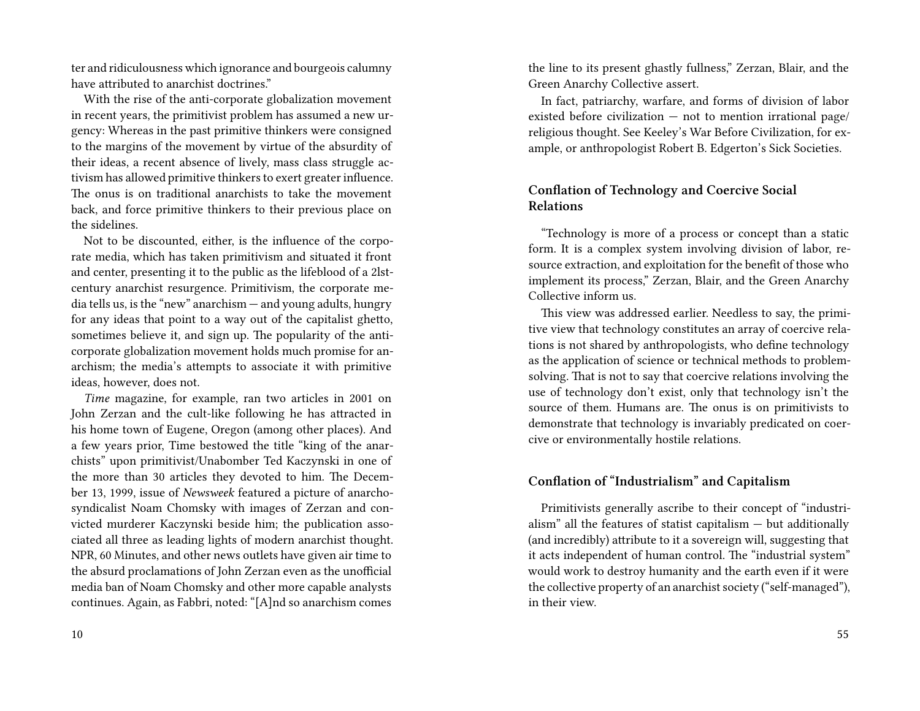ter and ridiculousness which ignorance and bourgeois calumny have attributed to anarchist doctrines."

With the rise of the anti-corporate globalization movement in recent years, the primitivist problem has assumed a new urgency: Whereas in the past primitive thinkers were consigned to the margins of the movement by virtue of the absurdity of their ideas, a recent absence of lively, mass class struggle activism has allowed primitive thinkers to exert greater influence. The onus is on traditional anarchists to take the movement back, and force primitive thinkers to their previous place on the sidelines.

Not to be discounted, either, is the influence of the corporate media, which has taken primitivism and situated it front and center, presenting it to the public as the lifeblood of a 21st-century anarchist resurgence. Primitivism, the corporate media tells us, is the "new" anarchism — and young adults, hungry for any ideas that point to a way out of the capitalist ghetto, sometimes believe it, and sign up. The popularity of the anti-corporate globalization movement holds much promise for anarchism; the media's attempts to associate it with primitive ideas, however, does not.

*Time* magazine, for example, ran two articles in 2001 on John Zerzan and the cult-like following he has attracted in his home town of Eugene, Oregon (among other places). And a few years prior, Time bestowed the title "king of the anarchists" upon primitivist/Unabomber Ted Kaczynski in one of the more than 30 articles they devoted to him. The December 13, 1999, issue of *Newsweek* featured a picture of anarcho-syndicalist Noam Chomsky with images of Zerzan and convicted murderer Kaczynski beside him; the publication associated all three as leading lights of modern anarchist thought. NPR, 60 Minutes, and other news outlets have given air time to the absurd proclamations of John Zerzan even as the unofficial media ban of Noam Chomsky and other more capable analysts continues. Again, as Fabbri, noted: "[A]nd so anarchism comes

the line to its present ghastly fullness," Zerzan, Blair, and the Green Anarchy Collective assert.

In fact, patriarchy, warfare, and forms of division of labor existed before civilization — not to mention irrational page/religious thought. See Keeley's War Before Civilization, for example, or anthropologist Robert B. Edgerton's Sick Societies.

### Conflation of Technology and Coercive Social Relations

"Technology is more of a process or concept than a static form. It is a complex system involving division of labor, resource extraction, and exploitation for the benefit of those who implement its process," Zerzan, Blair, and the Green Anarchy Collective inform us.

This view was addressed earlier. Needless to say, the primitive view that technology constitutes an array of coercive relations is not shared by anthropologists, who define technology as the application of science or technical methods to problem-solving. That is not to say that coercive relations involving the use of technology don't exist, only that technology isn't the source of them. Humans are. The onus is on primitivists to demonstrate that technology is invariably predicated on coercive or environmentally hostile relations.

### Conflation of "Industrialism" and Capitalism

Primitivists generally ascribe to their concept of "industrialism" all the features of statist capitalism — but additionally (and incredibly) attribute to it a sovereign will, suggesting that it acts independent of human control. The "industrial system" would work to destroy humanity and the earth even if it were the collective property of an anarchist society ("self-managed"), in their view.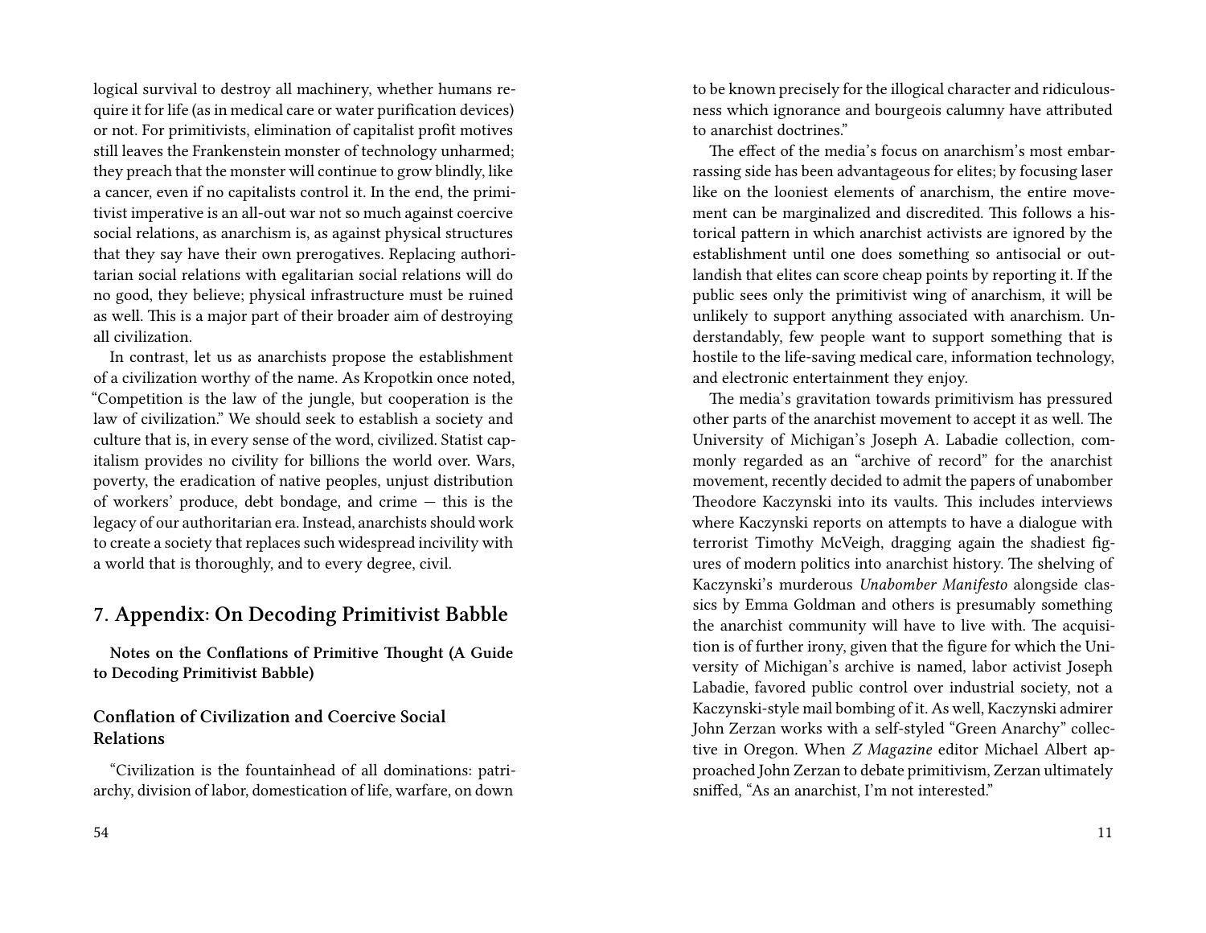logical survival to destroy all machinery, whether humans require it for life (as in medical care or water purification devices) or not. For primitivists, elimination of capitalist profit motives still leaves the Frankenstein monster of technology unharmed; they preach that the monster will continue to grow blindly, like a cancer, even if no capitalists control it. In the end, the primitivist imperative is an all-out war not so much against coercive social relations, as anarchism is, as against physical structures that they say have their own prerogatives. Replacing authoritarian social relations with egalitarian social relations will do no good, they believe; physical infrastructure must be ruined as well. This is a major part of their broader aim of destroying all civilization.

In contrast, let us as anarchists propose the establishment of a civilization worthy of the name. As Kropotkin once noted, "Competition is the law of the jungle, but cooperation is the law of civilization." We should seek to establish a society and culture that is, in every sense of the word, civilized. Statist capitalism provides no civility for billions the world over. Wars, poverty, the eradication of native peoples, unjust distribution of workers' produce, debt bondage, and crime — this is the legacy of our authoritarian era. Instead, anarchists should work to create a society that replaces such widespread incivility with a world that is thoroughly, and to every degree, civil.

## 7. Appendix: On Decoding Primitivist Babble

**Notes on the Conflations of Primitive Thought (A Guide to Decoding Primitivist Babble)**

### Conflation of Civilization and Coercive Social Relations

"Civilization is the fountainhead of all dominations: patriarchy, division of labor, domestication of life, warfare, on down to be known precisely for the illogical character and ridiculousness which ignorance and bourgeois calumny have attributed to anarchist doctrines."

The effect of the media's focus on anarchism's most embarrassing side has been advantageous for elites; by focusing laser like on the looniest elements of anarchism, the entire movement can be marginalized and discredited. This follows a historical pattern in which anarchist activists are ignored by the establishment until one does something so antisocial or outlandish that elites can score cheap points by reporting it. If the public sees only the primitivist wing of anarchism, it will be unlikely to support anything associated with anarchism. Understandably, few people want to support something that is hostile to the life-saving medical care, information technology, and electronic entertainment they enjoy.

The media's gravitation towards primitivism has pressured other parts of the anarchist movement to accept it as well. The University of Michigan's Joseph A. Labadie collection, commonly regarded as an "archive of record" for the anarchist movement, recently decided to admit the papers of unabomber Theodore Kaczynski into its vaults. This includes interviews where Kaczynski reports on attempts to have a dialogue with terrorist Timothy McVeigh, dragging again the shadiest figures of modern politics into anarchist history. The shelving of Kaczynski's murderous *Unabomber Manifesto* alongside classics by Emma Goldman and others is presumably something the anarchist community will have to live with. The acquisition is of further irony, given that the figure for which the University of Michigan's archive is named, labor activist Joseph Labadie, favored public control over industrial society, not a Kaczynski-style mail bombing of it. As well, Kaczynski admirer John Zerzan works with a self-styled "Green Anarchy" collective in Oregon. When *Z Magazine* editor Michael Albert approached John Zerzan to debate primitivism, Zerzan ultimately sniffed, "As an anarchist, I'm not interested."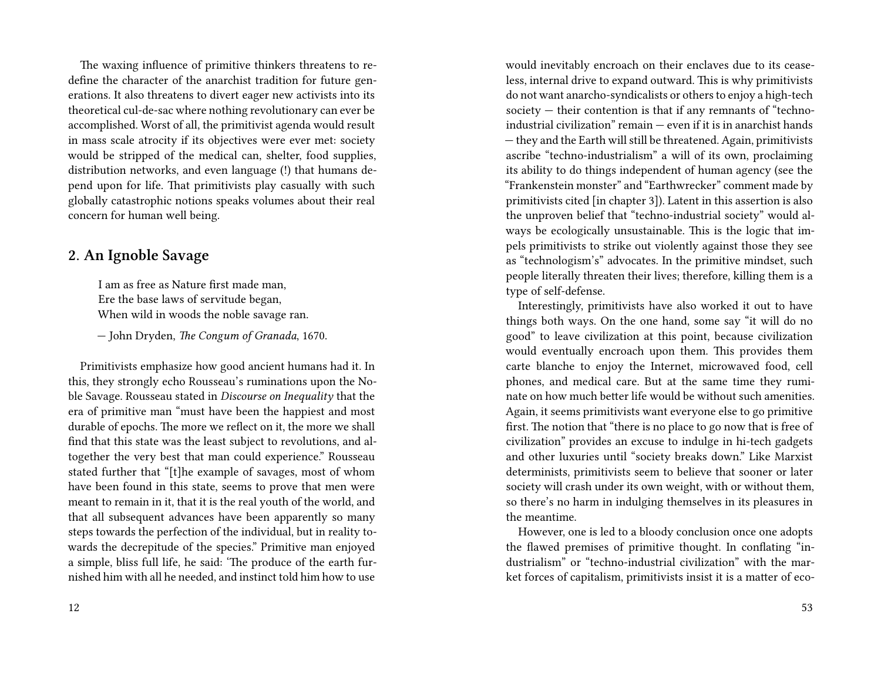The waxing influence of primitive thinkers threatens to redefine the character of the anarchist tradition for future generations. It also threatens to divert eager new activists into its theoretical cul-de-sac where nothing revolutionary can ever be accomplished. Worst of all, the primitivist agenda would result in mass scale atrocity if its objectives were ever met: society would be stripped of the medical can, shelter, food supplies, distribution networks, and even language (!) that humans depend upon for life. That primitivists play casually with such globally catastrophic notions speaks volumes about their real concern for human well being.

## 2. An Ignoble Savage

> I am as free as Nature first made man,
> Ere the base laws of servitude began,
> When wild in woods the noble savage ran.
>
> — John Dryden, *The Congum of Granada*, 1670.

Primitivists emphasize how good ancient humans had it. In this, they strongly echo Rousseau's ruminations upon the Noble Savage. Rousseau stated in *Discourse on Inequality* that the era of primitive man "must have been the happiest and most durable of epochs. The more we reflect on it, the more we shall find that this state was the least subject to revolutions, and altogether the very best that man could experience." Rousseau stated further that "[t]he example of savages, most of whom have been found in this state, seems to prove that men were meant to remain in it, that it is the real youth of the world, and that all subsequent advances have been apparently so many steps towards the perfection of the individual, but in reality towards the decrepitude of the species." Primitive man enjoyed a simple, bliss full life, he said: 'The produce of the earth furnished him with all he needed, and instinct told him how to use

would inevitably encroach on their enclaves due to its ceaseless, internal drive to expand outward. This is why primitivists do not want anarcho-syndicalists or others to enjoy a high-tech society — their contention is that if any remnants of "techno-industrial civilization" remain — even if it is in anarchist hands — they and the Earth will still be threatened. Again, primitivists ascribe "techno-industrialism" a will of its own, proclaiming its ability to do things independent of human agency (see the "Frankenstein monster" and "Earthwrecker" comment made by primitivists cited [in chapter 3]). Latent in this assertion is also the unproven belief that "techno-industrial society" would always be ecologically unsustainable. This is the logic that impels primitivists to strike out violently against those they see as "technologism's" advocates. In the primitive mindset, such people literally threaten their lives; therefore, killing them is a type of self-defense.

Interestingly, primitivists have also worked it out to have things both ways. On the one hand, some say "it will do no good" to leave civilization at this point, because civilization would eventually encroach upon them. This provides them carte blanche to enjoy the Internet, microwaved food, cell phones, and medical care. But at the same time they ruminate on how much better life would be without such amenities. Again, it seems primitivists want everyone else to go primitive first. The notion that "there is no place to go now that is free of civilization" provides an excuse to indulge in hi-tech gadgets and other luxuries until "society breaks down." Like Marxist determinists, primitivists seem to believe that sooner or later society will crash under its own weight, with or without them, so there's no harm in indulging themselves in its pleasures in the meantime.

However, one is led to a bloody conclusion once one adopts the flawed premises of primitive thought. In conflating "industrialism" or "techno-industrial civilization" with the market forces of capitalism, primitivists insist it is a matter of eco-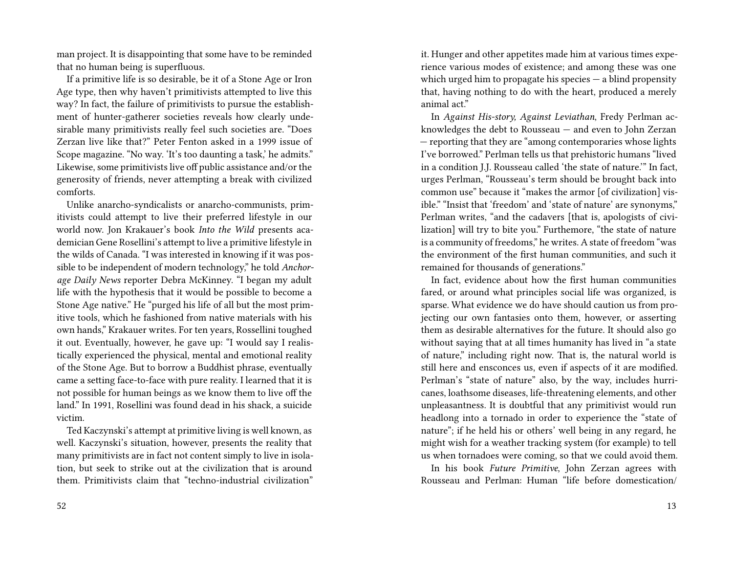man project. It is disappointing that some have to be reminded that no human being is superfluous.

If a primitive life is so desirable, be it of a Stone Age or Iron Age type, then why haven't primitivists attempted to live this way? In fact, the failure of primitivists to pursue the establishment of hunter-gatherer societies reveals how clearly undesirable many primitivists really feel such societies are. "Does Zerzan live like that?" Peter Fenton asked in a 1999 issue of Scope magazine. "No way. 'It's too daunting a task,' he admits." Likewise, some primitivists live off public assistance and/or the generosity of friends, never attempting a break with civilized comforts.

Unlike anarcho-syndicalists or anarcho-communists, primitivists could attempt to live their preferred lifestyle in our world now. Jon Krakauer's book *Into the Wild* presents academician Gene Rosellini's attempt to live a primitive lifestyle in the wilds of Canada. "I was interested in knowing if it was possible to be independent of modern technology," he told *Anchorage Daily News* reporter Debra McKinney. "I began my adult life with the hypothesis that it would be possible to become a Stone Age native." He "purged his life of all but the most primitive tools, which he fashioned from native materials with his own hands," Krakauer writes. For ten years, Rossellini toughed it out. Eventually, however, he gave up: "I would say I realistically experienced the physical, mental and emotional reality of the Stone Age. But to borrow a Buddhist phrase, eventually came a setting face-to-face with pure reality. I learned that it is not possible for human beings as we know them to live off the land." In 1991, Rosellini was found dead in his shack, a suicide victim.

Ted Kaczynski's attempt at primitive living is well known, as well. Kaczynski's situation, however, presents the reality that many primitivists are in fact not content simply to live in isolation, but seek to strike out at the civilization that is around them. Primitivists claim that "techno-industrial civilization"

it. Hunger and other appetites made him at various times experience various modes of existence; and among these was one which urged him to propagate his species — a blind propensity that, having nothing to do with the heart, produced a merely animal act."

In *Against His-story, Against Leviathan*, Fredy Perlman acknowledges the debt to Rousseau — and even to John Zerzan — reporting that they are "among contemporaries whose lights I've borrowed." Perlman tells us that prehistoric humans "lived in a condition J.J. Rousseau called 'the state of nature.'" In fact, urges Perlman, "Rousseau's term should be brought back into common use" because it "makes the armor [of civilization] visible." "Insist that 'freedom' and 'state of nature' are synonyms," Perlman writes, "and the cadavers [that is, apologists of civilization] will try to bite you." Furthermore, "the state of nature is a community of freedoms," he writes. A state of freedom "was the environment of the first human communities, and such it remained for thousands of generations."

In fact, evidence about how the first human communities fared, or around what principles social life was organized, is sparse. What evidence we do have should caution us from projecting our own fantasies onto them, however, or asserting them as desirable alternatives for the future. It should also go without saying that at all times humanity has lived in "a state of nature," including right now. That is, the natural world is still here and ensconces us, even if aspects of it are modified. Perlman's "state of nature" also, by the way, includes hurricanes, loathsome diseases, life-threatening elements, and other unpleasantness. It is doubtful that any primitivist would run headlong into a tornado in order to experience the "state of nature"; if he held his or others' well being in any regard, he might wish for a weather tracking system (for example) to tell us when tornadoes were coming, so that we could avoid them.

In his book *Future Primitive*, John Zerzan agrees with Rousseau and Perlman: Human "life before domestication/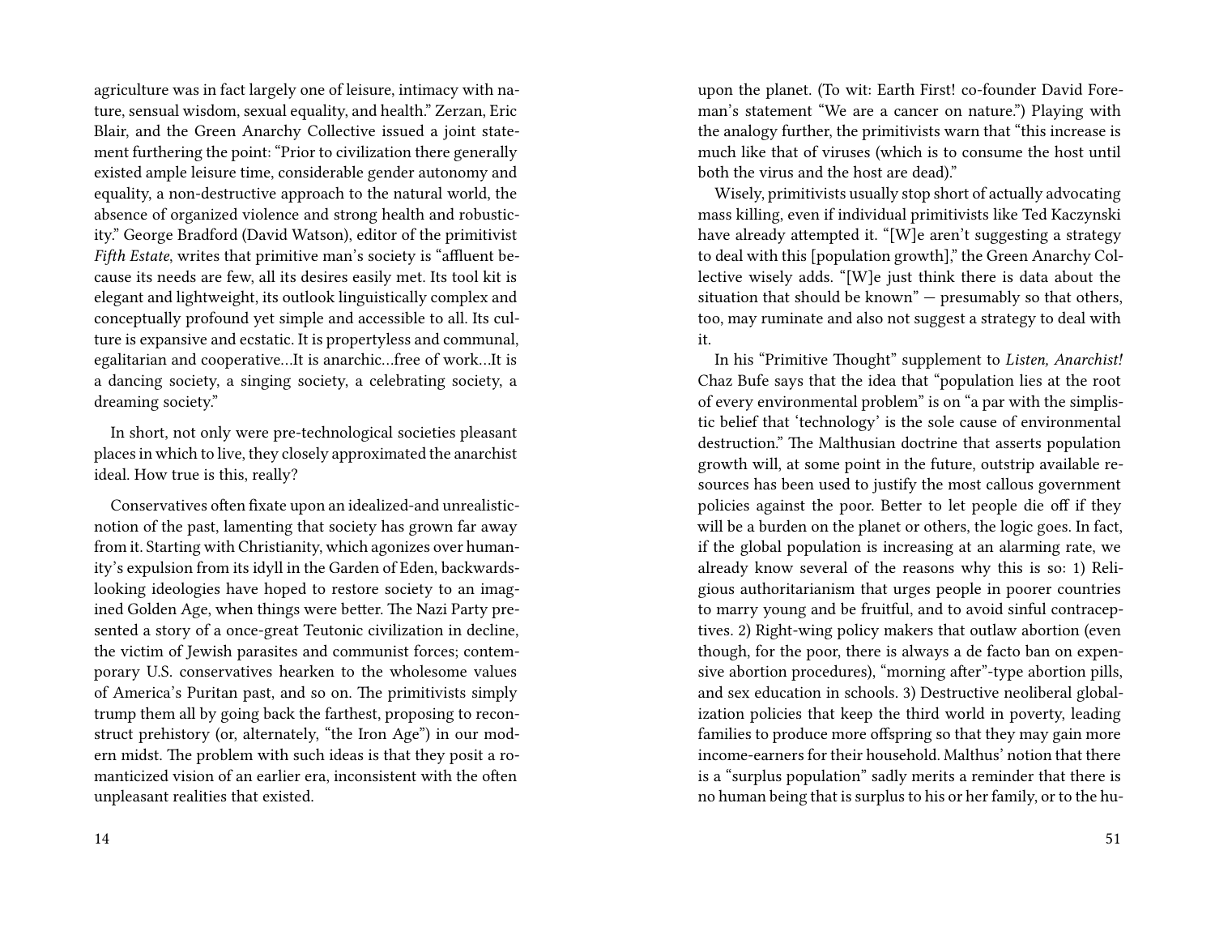agriculture was in fact largely one of leisure, intimacy with nature, sensual wisdom, sexual equality, and health." Zerzan, Eric Blair, and the Green Anarchy Collective issued a joint statement furthering the point: "Prior to civilization there generally existed ample leisure time, considerable gender autonomy and equality, a non-destructive approach to the natural world, the absence of organized violence and strong health and robusticity." George Bradford (David Watson), editor of the primitivist *Fifth Estate*, writes that primitive man's society is "affluent because its needs are few, all its desires easily met. Its tool kit is elegant and lightweight, its outlook linguistically complex and conceptually profound yet simple and accessible to all. Its culture is expansive and ecstatic. It is propertyless and communal, egalitarian and cooperative…It is anarchic…free of work…It is a dancing society, a singing society, a celebrating society, a dreaming society."

In short, not only were pre-technological societies pleasant places in which to live, they closely approximated the anarchist ideal. How true is this, really?

Conservatives often fixate upon an idealized-and unrealistic-notion of the past, lamenting that society has grown far away from it. Starting with Christianity, which agonizes over humanity's expulsion from its idyll in the Garden of Eden, backwards-looking ideologies have hoped to restore society to an imagined Golden Age, when things were better. The Nazi Party presented a story of a once-great Teutonic civilization in decline, the victim of Jewish parasites and communist forces; contemporary U.S. conservatives hearken to the wholesome values of America's Puritan past, and so on. The primitivists simply trump them all by going back the farthest, proposing to reconstruct prehistory (or, alternately, "the Iron Age") in our modern midst. The problem with such ideas is that they posit a romanticized vision of an earlier era, inconsistent with the often unpleasant realities that existed.

upon the planet. (To wit: Earth First! co-founder David Foreman's statement "We are a cancer on nature.") Playing with the analogy further, the primitivists warn that "this increase is much like that of viruses (which is to consume the host until both the virus and the host are dead)."

Wisely, primitivists usually stop short of actually advocating mass killing, even if individual primitivists like Ted Kaczynski have already attempted it. "[W]e aren't suggesting a strategy to deal with this [population growth]," the Green Anarchy Collective wisely adds. "[W]e just think there is data about the situation that should be known" — presumably so that others, too, may ruminate and also not suggest a strategy to deal with it.

In his "Primitive Thought" supplement to *Listen, Anarchist!* Chaz Bufe says that the idea that "population lies at the root of every environmental problem" is on "a par with the simplistic belief that 'technology' is the sole cause of environmental destruction." The Malthusian doctrine that asserts population growth will, at some point in the future, outstrip available resources has been used to justify the most callous government policies against the poor. Better to let people die off if they will be a burden on the planet or others, the logic goes. In fact, if the global population is increasing at an alarming rate, we already know several of the reasons why this is so: 1) Religious authoritarianism that urges people in poorer countries to marry young and be fruitful, and to avoid sinful contraceptives. 2) Right-wing policy makers that outlaw abortion (even though, for the poor, there is always a de facto ban on expensive abortion procedures), "morning after"-type abortion pills, and sex education in schools. 3) Destructive neoliberal globalization policies that keep the third world in poverty, leading families to produce more offspring so that they may gain more income-earners for their household. Malthus' notion that there is a "surplus population" sadly merits a reminder that there is no human being that is surplus to his or her family, or to the hu-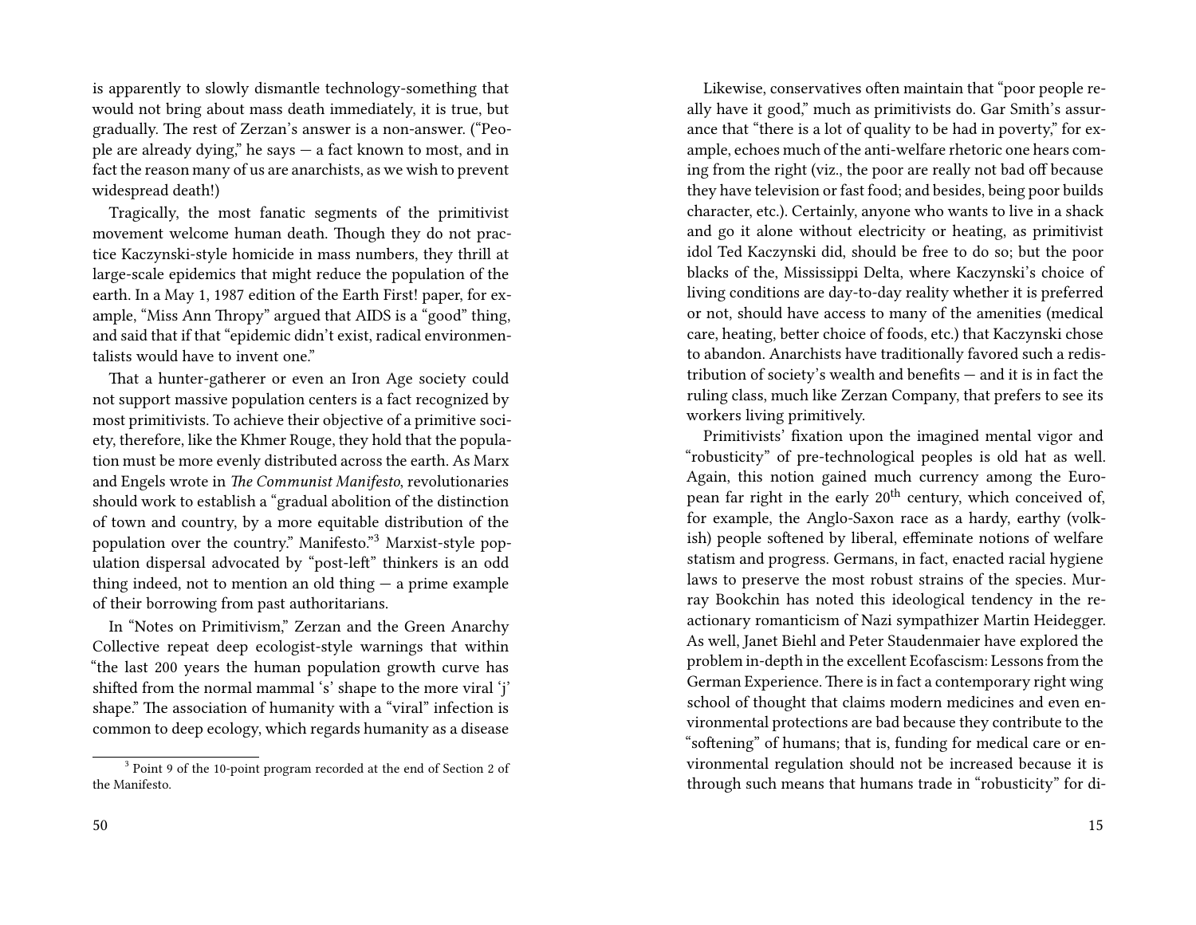is apparently to slowly dismantle technology-something that would not bring about mass death immediately, it is true, but gradually. The rest of Zerzan's answer is a non-answer. ("People are already dying," he says — a fact known to most, and in fact the reason many of us are anarchists, as we wish to prevent widespread death!)

Tragically, the most fanatic segments of the primitivist movement welcome human death. Though they do not practice Kaczynski-style homicide in mass numbers, they thrill at large-scale epidemics that might reduce the population of the earth. In a May 1, 1987 edition of the Earth First! paper, for example, "Miss Ann Thropy" argued that AIDS is a "good" thing, and said that if that "epidemic didn't exist, radical environmentalists would have to invent one."

That a hunter-gatherer or even an Iron Age society could not support massive population centers is a fact recognized by most primitivists. To achieve their objective of a primitive society, therefore, like the Khmer Rouge, they hold that the population must be more evenly distributed across the earth. As Marx and Engels wrote in *The Communist Manifesto*, revolutionaries should work to establish a "gradual abolition of the distinction of town and country, by a more equitable distribution of the population over the country." Manifesto."[3] Marxist-style population dispersal advocated by "post-left" thinkers is an odd thing indeed, not to mention an old thing — a prime example of their borrowing from past authoritarians.

In "Notes on Primitivism," Zerzan and the Green Anarchy Collective repeat deep ecologist-style warnings that within "the last 200 years the human population growth curve has shifted from the normal mammal 's' shape to the more viral 'j' shape." The association of humanity with a "viral" infection is common to deep ecology, which regards humanity as a disease

[3] Point 9 of the 10-point program recorded at the end of Section 2 of the Manifesto.

Likewise, conservatives often maintain that "poor people really have it good," much as primitivists do. Gar Smith's assurance that "there is a lot of quality to be had in poverty," for example, echoes much of the anti-welfare rhetoric one hears coming from the right (viz., the poor are really not bad off because they have television or fast food; and besides, being poor builds character, etc.). Certainly, anyone who wants to live in a shack and go it alone without electricity or heating, as primitivist idol Ted Kaczynski did, should be free to do so; but the poor blacks of the, Mississippi Delta, where Kaczynski's choice of living conditions are day-to-day reality whether it is preferred or not, should have access to many of the amenities (medical care, heating, better choice of foods, etc.) that Kaczynski chose to abandon. Anarchists have traditionally favored such a redistribution of society's wealth and benefits — and it is in fact the ruling class, much like Zerzan Company, that prefers to see its workers living primitively.

Primitivists' fixation upon the imagined mental vigor and "robusticity" of pre-technological peoples is old hat as well. Again, this notion gained much currency among the European far right in the early 20th century, which conceived of, for example, the Anglo-Saxon race as a hardy, earthy (volkish) people softened by liberal, effeminate notions of welfare statism and progress. Germans, in fact, enacted racial hygiene laws to preserve the most robust strains of the species. Murray Bookchin has noted this ideological tendency in the reactionary romanticism of Nazi sympathizer Martin Heidegger. As well, Janet Biehl and Peter Staudenmaier have explored the problem in-depth in the excellent Ecofascism: Lessons from the German Experience. There is in fact a contemporary right wing school of thought that claims modern medicines and even environmental protections are bad because they contribute to the "softening" of humans; that is, funding for medical care or environmental regulation should not be increased because it is through such means that humans trade in "robusticity" for di-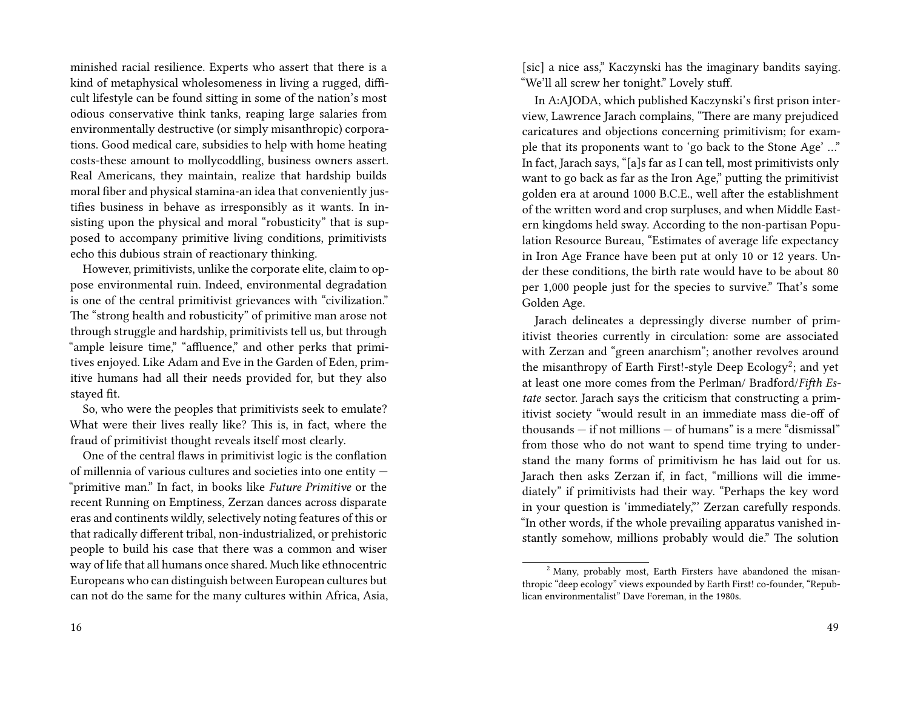minished racial resilience. Experts who assert that there is a kind of metaphysical wholesomeness in living a rugged, difficult lifestyle can be found sitting in some of the nation's most odious conservative think tanks, reaping large salaries from environmentally destructive (or simply misanthropic) corporations. Good medical care, subsidies to help with home heating costs-these amount to mollycoddling, business owners assert. Real Americans, they maintain, realize that hardship builds moral fiber and physical stamina-an idea that conveniently justifies business in behave as irresponsibly as it wants. In insisting upon the physical and moral "robusticity" that is supposed to accompany primitive living conditions, primitivists echo this dubious strain of reactionary thinking.

However, primitivists, unlike the corporate elite, claim to oppose environmental ruin. Indeed, environmental degradation is one of the central primitivist grievances with "civilization." The "strong health and robusticity" of primitive man arose not through struggle and hardship, primitivists tell us, but through "ample leisure time," "affluence," and other perks that primitives enjoyed. Like Adam and Eve in the Garden of Eden, primitive humans had all their needs provided for, but they also stayed fit.

So, who were the peoples that primitivists seek to emulate? What were their lives really like? This is, in fact, where the fraud of primitivist thought reveals itself most clearly.

One of the central flaws in primitivist logic is the conflation of millennia of various cultures and societies into one entity — "primitive man." In fact, in books like *Future Primitive* or the recent Running on Emptiness, Zerzan dances across disparate eras and continents wildly, selectively noting features of this or that radically different tribal, non-industrialized, or prehistoric people to build his case that there was a common and wiser way of life that all humans once shared. Much like ethnocentric Europeans who can distinguish between European cultures but can not do the same for the many cultures within Africa, Asia,

[sic] a nice ass," Kaczynski has the imaginary bandits saying. "We'll all screw her tonight." Lovely stuff.

In A:AJODA, which published Kaczynski's first prison interview, Lawrence Jarach complains, "There are many prejudiced caricatures and objections concerning primitivism; for example that its proponents want to 'go back to the Stone Age' …" In fact, Jarach says, "[a]s far as I can tell, most primitivists only want to go back as far as the Iron Age," putting the primitivist golden era at around 1000 B.C.E., well after the establishment of the written word and crop surpluses, and when Middle Eastern kingdoms held sway. According to the non-partisan Population Resource Bureau, "Estimates of average life expectancy in Iron Age France have been put at only 10 or 12 years. Under these conditions, the birth rate would have to be about 80 per 1,000 people just for the species to survive." That's some Golden Age.

Jarach delineates a depressingly diverse number of primitivist theories currently in circulation: some are associated with Zerzan and "green anarchism"; another revolves around the misanthropy of Earth First!-style Deep Ecology[2]; and yet at least one more comes from the Perlman/ Bradford/*Fifth Estate* sector. Jarach says the criticism that constructing a primitivist society "would result in an immediate mass die-off of thousands — if not millions — of humans" is a mere "dismissal" from those who do not want to spend time trying to understand the many forms of primitivism he has laid out for us. Jarach then asks Zerzan if, in fact, "millions will die immediately" if primitivists had their way. "Perhaps the key word in your question is 'immediately,"' Zerzan carefully responds. "In other words, if the whole prevailing apparatus vanished instantly somehow, millions probably would die." The solution

[2] Many, probably most, Earth Firsters have abandoned the misanthropic "deep ecology" views expounded by Earth First! co-founder, "Republican environmentalist" Dave Foreman, in the 1980s.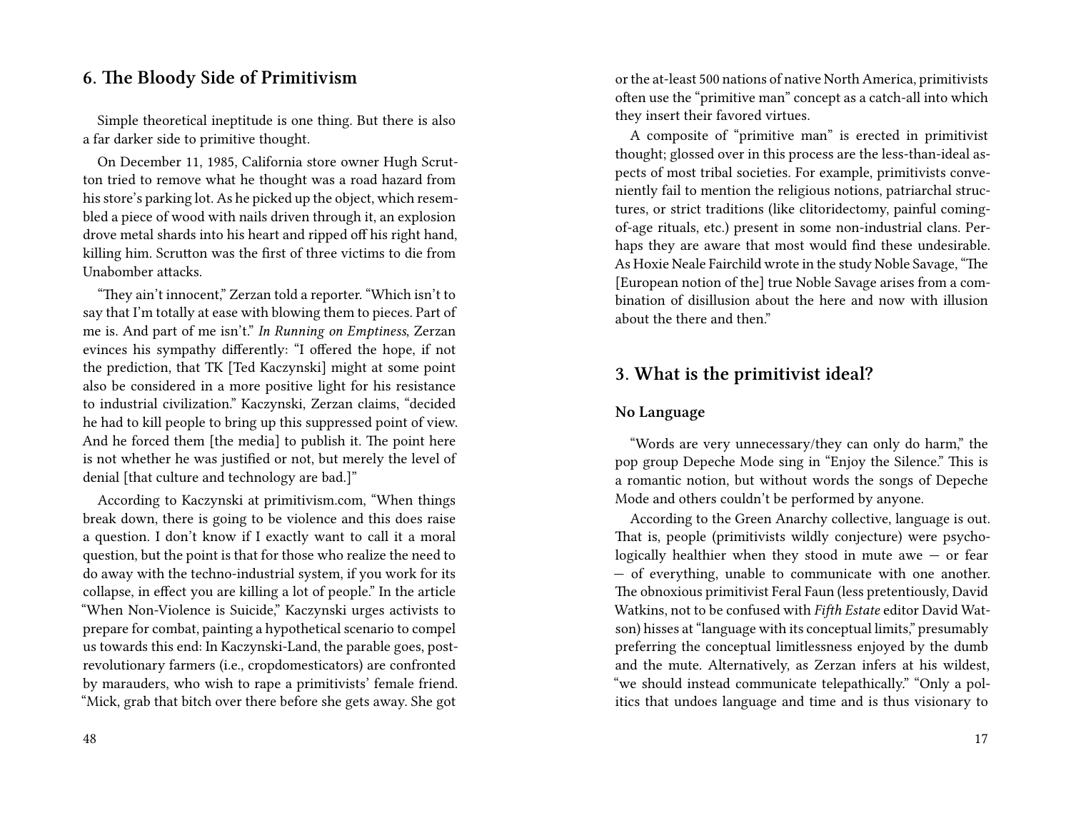## 6. The Bloody Side of Primitivism

Simple theoretical ineptitude is one thing. But there is also a far darker side to primitive thought.

On December 11, 1985, California store owner Hugh Scrutton tried to remove what he thought was a road hazard from his store's parking lot. As he picked up the object, which resembled a piece of wood with nails driven through it, an explosion drove metal shards into his heart and ripped off his right hand, killing him. Scrutton was the first of three victims to die from Unabomber attacks.

"They ain't innocent," Zerzan told a reporter. "Which isn't to say that I'm totally at ease with blowing them to pieces. Part of me is. And part of me isn't." *In Running on Emptiness*, Zerzan evinces his sympathy differently: "I offered the hope, if not the prediction, that TK [Ted Kaczynski] might at some point also be considered in a more positive light for his resistance to industrial civilization." Kaczynski, Zerzan claims, "decided he had to kill people to bring up this suppressed point of view. And he forced them [the media] to publish it. The point here is not whether he was justified or not, but merely the level of denial [that culture and technology are bad.]"

According to Kaczynski at primitivism.com, "When things break down, there is going to be violence and this does raise a question. I don't know if I exactly want to call it a moral question, but the point is that for those who realize the need to do away with the techno-industrial system, if you work for its collapse, in effect you are killing a lot of people." In the article "When Non-Violence is Suicide," Kaczynski urges activists to prepare for combat, painting a hypothetical scenario to compel us towards this end: In Kaczynski-Land, the parable goes, post-revolutionary farmers (i.e., cropdomesticators) are confronted by marauders, who wish to rape a primitivists' female friend. "Mick, grab that bitch over there before she gets away. She got

or the at-least 500 nations of native North America, primitivists often use the "primitive man" concept as a catch-all into which they insert their favored virtues.

A composite of "primitive man" is erected in primitivist thought; glossed over in this process are the less-than-ideal aspects of most tribal societies. For example, primitivists conveniently fail to mention the religious notions, patriarchal structures, or strict traditions (like clitoridectomy, painful coming-of-age rituals, etc.) present in some non-industrial clans. Perhaps they are aware that most would find these undesirable. As Hoxie Neale Fairchild wrote in the study Noble Savage, "The [European notion of the] true Noble Savage arises from a combination of disillusion about the here and now with illusion about the there and then."

## 3. What is the primitivist ideal?

### No Language

"Words are very unnecessary/they can only do harm," the pop group Depeche Mode sing in "Enjoy the Silence." This is a romantic notion, but without words the songs of Depeche Mode and others couldn't be performed by anyone.

According to the Green Anarchy collective, language is out. That is, people (primitivists wildly conjecture) were psychologically healthier when they stood in mute awe — or fear — of everything, unable to communicate with one another. The obnoxious primitivist Feral Faun (less pretentiously, David Watkins, not to be confused with *Fifth Estate* editor David Watson) hisses at "language with its conceptual limits," presumably preferring the conceptual limitlessness enjoyed by the dumb and the mute. Alternatively, as Zerzan infers at his wildest, "we should instead communicate telepathically." "Only a politics that undoes language and time and is thus visionary to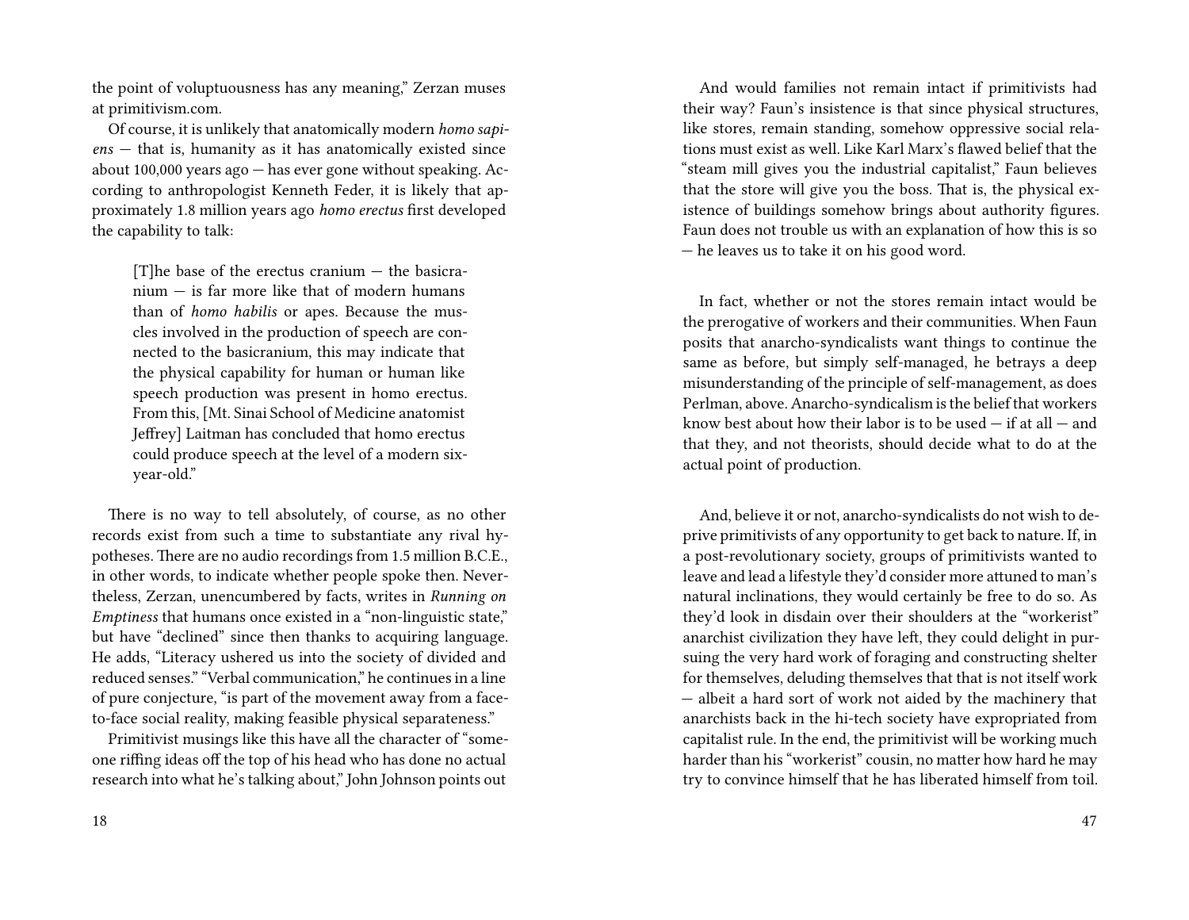the point of voluptuousness has any meaning," Zerzan muses at primitivism.com.

Of course, it is unlikely that anatomically modern *homo sapiens* — that is, humanity as it has anatomically existed since about 100,000 years ago — has ever gone without speaking. According to anthropologist Kenneth Feder, it is likely that approximately 1.8 million years ago *homo erectus* first developed the capability to talk:

> [T]he base of the erectus cranium — the basicranium — is far more like that of modern humans than of *homo habilis* or apes. Because the muscles involved in the production of speech are connected to the basicranium, this may indicate that the physical capability for human or human like speech production was present in homo erectus. From this, [Mt. Sinai School of Medicine anatomist Jeffrey] Laitman has concluded that homo erectus could produce speech at the level of a modern six-year-old."

There is no way to tell absolutely, of course, as no other records exist from such a time to substantiate any rival hypotheses. There are no audio recordings from 1.5 million B.C.E., in other words, to indicate whether people spoke then. Nevertheless, Zerzan, unencumbered by facts, writes in *Running on Emptiness* that humans once existed in a "non-linguistic state," but have "declined" since then thanks to acquiring language. He adds, "Literacy ushered us into the society of divided and reduced senses." "Verbal communication," he continues in a line of pure conjecture, "is part of the movement away from a face-to-face social reality, making feasible physical separateness."

Primitivist musings like this have all the character of "someone riffing ideas off the top of his head who has done no actual research into what he's talking about," John Johnson points out

And would families not remain intact if primitivists had their way? Faun's insistence is that since physical structures, like stores, remain standing, somehow oppressive social relations must exist as well. Like Karl Marx's flawed belief that the "steam mill gives you the industrial capitalist," Faun believes that the store will give you the boss. That is, the physical existence of buildings somehow brings about authority figures. Faun does not trouble us with an explanation of how this is so — he leaves us to take it on his good word.

In fact, whether or not the stores remain intact would be the prerogative of workers and their communities. When Faun posits that anarcho-syndicalists want things to continue the same as before, but simply self-managed, he betrays a deep misunderstanding of the principle of self-management, as does Perlman, above. Anarcho-syndicalism is the belief that workers know best about how their labor is to be used — if at all — and that they, and not theorists, should decide what to do at the actual point of production.

And, believe it or not, anarcho-syndicalists do not wish to deprive primitivists of any opportunity to get back to nature. If, in a post-revolutionary society, groups of primitivists wanted to leave and lead a lifestyle they'd consider more attuned to man's natural inclinations, they would certainly be free to do so. As they'd look in disdain over their shoulders at the "workerist" anarchist civilization they have left, they could delight in pursuing the very hard work of foraging and constructing shelter for themselves, deluding themselves that that is not itself work — albeit a hard sort of work not aided by the machinery that anarchists back in the hi-tech society have expropriated from capitalist rule. In the end, the primitivist will be working much harder than his "workerist" cousin, no matter how hard he may try to convince himself that he has liberated himself from toil.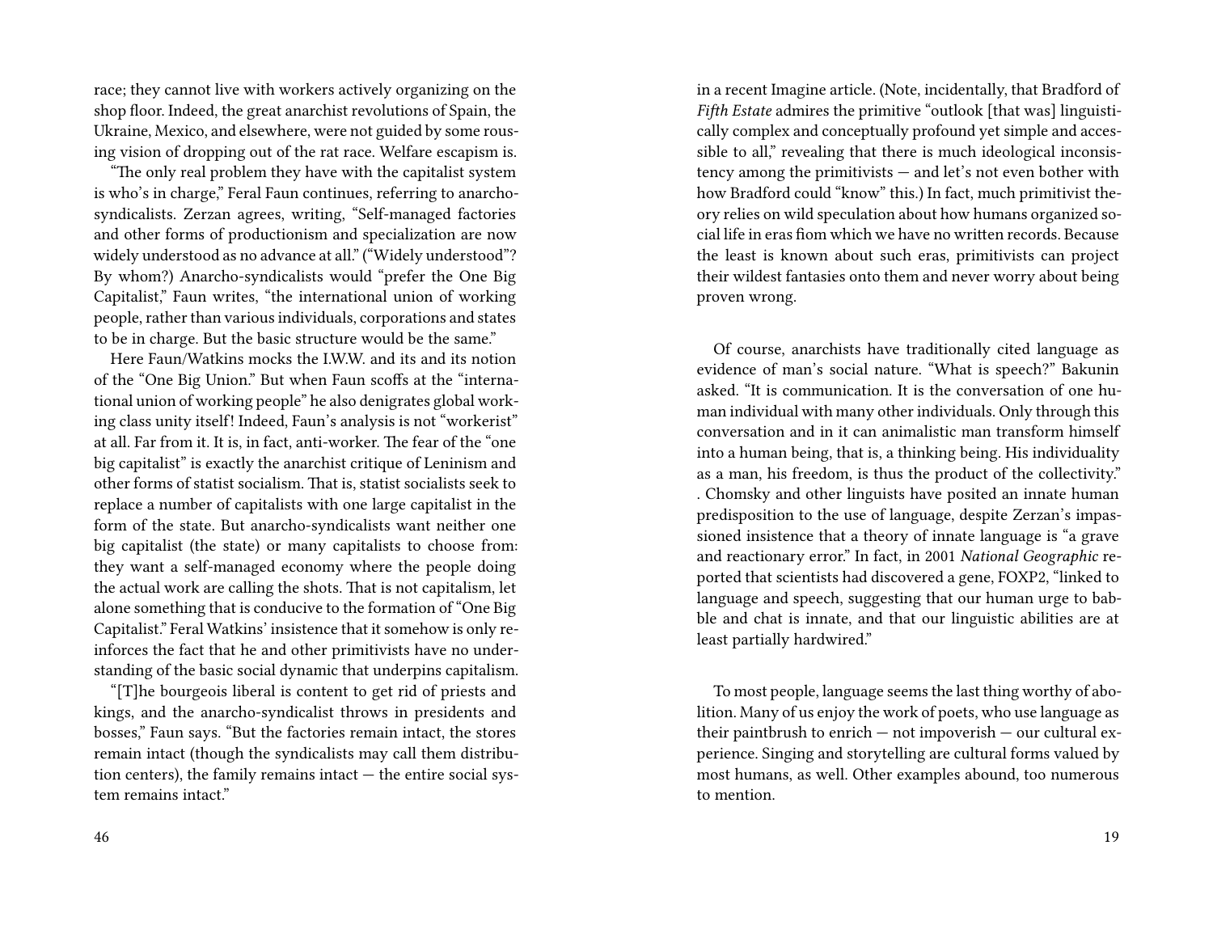race; they cannot live with workers actively organizing on the shop floor. Indeed, the great anarchist revolutions of Spain, the Ukraine, Mexico, and elsewhere, were not guided by some rousing vision of dropping out of the rat race. Welfare escapism is.

"The only real problem they have with the capitalist system is who's in charge," Feral Faun continues, referring to anarcho-syndicalists. Zerzan agrees, writing, "Self-managed factories and other forms of productionism and specialization are now widely understood as no advance at all." ("Widely understood"? By whom?) Anarcho-syndicalists would "prefer the One Big Capitalist," Faun writes, "the international union of working people, rather than various individuals, corporations and states to be in charge. But the basic structure would be the same."

Here Faun/Watkins mocks the I.W.W. and its and its notion of the "One Big Union." But when Faun scoffs at the "international union of working people" he also denigrates global working class unity itself! Indeed, Faun's analysis is not "workerist" at all. Far from it. It is, in fact, anti-worker. The fear of the "one big capitalist" is exactly the anarchist critique of Leninism and other forms of statist socialism. That is, statist socialists seek to replace a number of capitalists with one large capitalist in the form of the state. But anarcho-syndicalists want neither one big capitalist (the state) or many capitalists to choose from: they want a self-managed economy where the people doing the actual work are calling the shots. That is not capitalism, let alone something that is conducive to the formation of "One Big Capitalist." Feral Watkins' insistence that it somehow is only reinforces the fact that he and other primitivists have no understanding of the basic social dynamic that underpins capitalism.

"[T]he bourgeois liberal is content to get rid of priests and kings, and the anarcho-syndicalist throws in presidents and bosses," Faun says. "But the factories remain intact, the stores remain intact (though the syndicalists may call them distribution centers), the family remains intact — the entire social system remains intact."

in a recent Imagine article. (Note, incidentally, that Bradford of *Fifth Estate* admires the primitive "outlook [that was] linguistically complex and conceptually profound yet simple and accessible to all," revealing that there is much ideological inconsistency among the primitivists — and let's not even bother with how Bradford could "know" this.) In fact, much primitivist theory relies on wild speculation about how humans organized social life in eras fiom which we have no written records. Because the least is known about such eras, primitivists can project their wildest fantasies onto them and never worry about being proven wrong.

Of course, anarchists have traditionally cited language as evidence of man's social nature. "What is speech?" Bakunin asked. "It is communication. It is the conversation of one human individual with many other individuals. Only through this conversation and in it can animalistic man transform himself into a human being, that is, a thinking being. His individuality as a man, his freedom, is thus the product of the collectivity." . Chomsky and other linguists have posited an innate human predisposition to the use of language, despite Zerzan's impassioned insistence that a theory of innate language is "a grave and reactionary error." In fact, in 2001 *National Geographic* reported that scientists had discovered a gene, FOXP2, "linked to language and speech, suggesting that our human urge to babble and chat is innate, and that our linguistic abilities are at least partially hardwired."

To most people, language seems the last thing worthy of abolition. Many of us enjoy the work of poets, who use language as their paintbrush to enrich — not impoverish — our cultural experience. Singing and storytelling are cultural forms valued by most humans, as well. Other examples abound, too numerous to mention.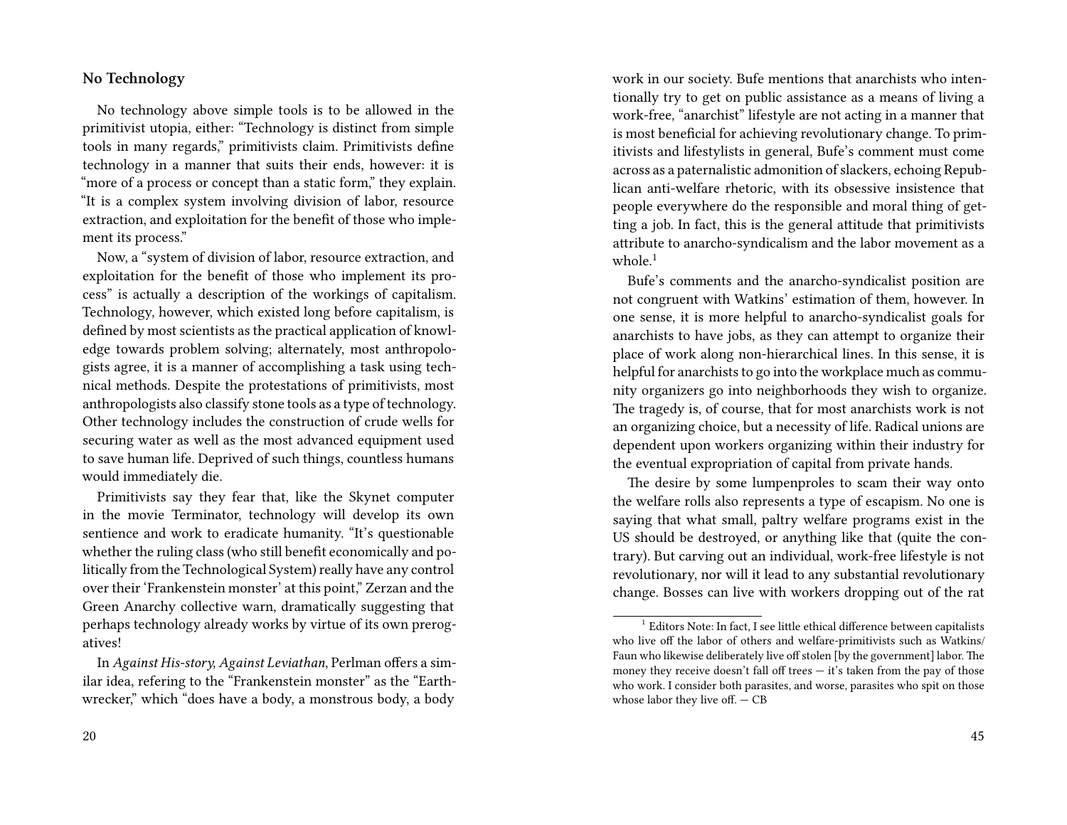### No Technology

No technology above simple tools is to be allowed in the primitivist utopia, either: "Technology is distinct from simple tools in many regards," primitivists claim. Primitivists define technology in a manner that suits their ends, however: it is "more of a process or concept than a static form," they explain. "It is a complex system involving division of labor, resource extraction, and exploitation for the benefit of those who implement its process."

Now, a "system of division of labor, resource extraction, and exploitation for the benefit of those who implement its process" is actually a description of the workings of capitalism. Technology, however, which existed long before capitalism, is defined by most scientists as the practical application of knowledge towards problem solving; alternately, most anthropologists agree, it is a manner of accomplishing a task using technical methods. Despite the protestations of primitivists, most anthropologists also classify stone tools as a type of technology. Other technology includes the construction of crude wells for securing water as well as the most advanced equipment used to save human life. Deprived of such things, countless humans would immediately die.

Primitivists say they fear that, like the Skynet computer in the movie Terminator, technology will develop its own sentience and work to eradicate humanity. "It's questionable whether the ruling class (who still benefit economically and politically from the Technological System) really have any control over their 'Frankenstein monster' at this point," Zerzan and the Green Anarchy collective warn, dramatically suggesting that perhaps technology already works by virtue of its own prerogatives!

In *Against His-story, Against Leviathan*, Perlman offers a similar idea, refering to the "Frankenstein monster" as the "Earthwrecker," which "does have a body, a monstrous body, a body

work in our society. Bufe mentions that anarchists who intentionally try to get on public assistance as a means of living a work-free, "anarchist" lifestyle are not acting in a manner that is most beneficial for achieving revolutionary change. To primitivists and lifestylists in general, Bufe's comment must come across as a paternalistic admonition of slackers, echoing Republican anti-welfare rhetoric, with its obsessive insistence that people everywhere do the responsible and moral thing of getting a job. In fact, this is the general attitude that primitivists attribute to anarcho-syndicalism and the labor movement as a whole.[1]

Bufe's comments and the anarcho-syndicalist position are not congruent with Watkins' estimation of them, however. In one sense, it is more helpful to anarcho-syndicalist goals for anarchists to have jobs, as they can attempt to organize their place of work along non-hierarchical lines. In this sense, it is helpful for anarchists to go into the workplace much as community organizers go into neighborhoods they wish to organize. The tragedy is, of course, that for most anarchists work is not an organizing choice, but a necessity of life. Radical unions are dependent upon workers organizing within their industry for the eventual expropriation of capital from private hands.

The desire by some lumpenproles to scam their way onto the welfare rolls also represents a type of escapism. No one is saying that what small, paltry welfare programs exist in the US should be destroyed, or anything like that (quite the contrary). But carving out an individual, work-free lifestyle is not revolutionary, nor will it lead to any substantial revolutionary change. Bosses can live with workers dropping out of the rat

[1] Editors Note: In fact, I see little ethical difference between capitalists who live off the labor of others and welfare-primitivists such as Watkins/Faun who likewise deliberately live off stolen [by the government] labor. The money they receive doesn't fall off trees — it's taken from the pay of those who work. I consider both parasites, and worse, parasites who spit on those whose labor they live off. — CB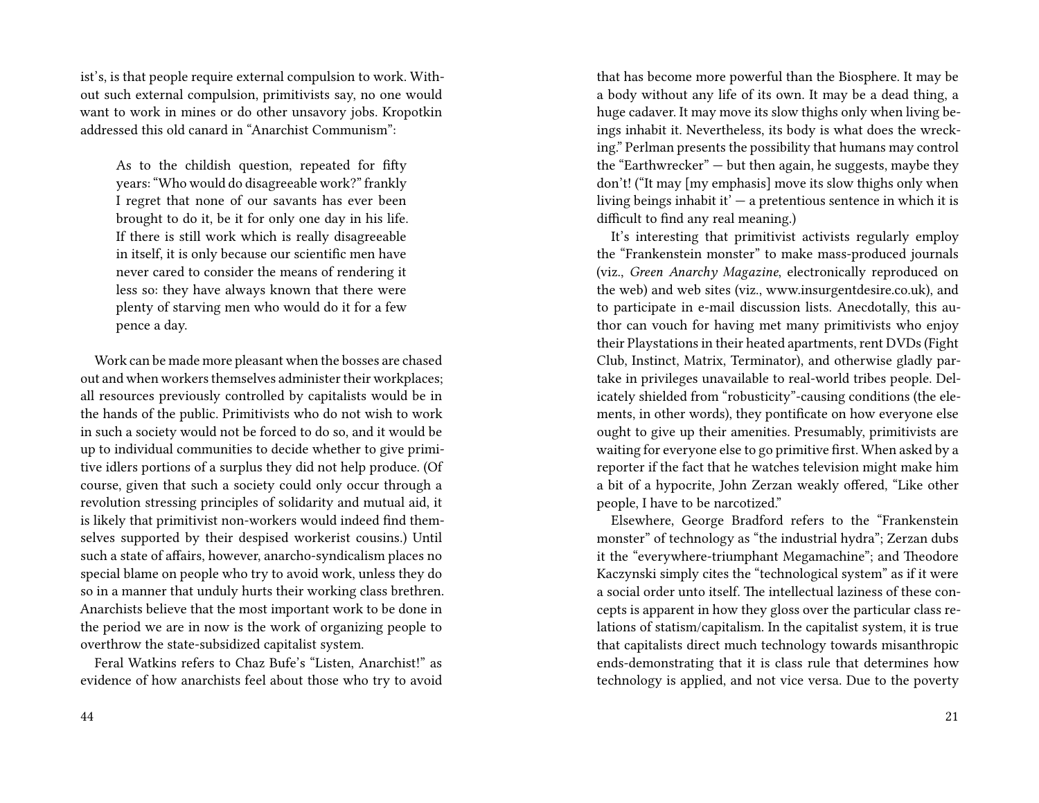ist's, is that people require external compulsion to work. Without such external compulsion, primitivists say, no one would want to work in mines or do other unsavory jobs. Kropotkin addressed this old canard in "Anarchist Communism":

> As to the childish question, repeated for fifty years: "Who would do disagreeable work?" frankly I regret that none of our savants has ever been brought to do it, be it for only one day in his life. If there is still work which is really disagreeable in itself, it is only because our scientific men have never cared to consider the means of rendering it less so: they have always known that there were plenty of starving men who would do it for a few pence a day.

Work can be made more pleasant when the bosses are chased out and when workers themselves administer their workplaces; all resources previously controlled by capitalists would be in the hands of the public. Primitivists who do not wish to work in such a society would not be forced to do so, and it would be up to individual communities to decide whether to give primitive idlers portions of a surplus they did not help produce. (Of course, given that such a society could only occur through a revolution stressing principles of solidarity and mutual aid, it is likely that primitivist non-workers would indeed find themselves supported by their despised workerist cousins.) Until such a state of affairs, however, anarcho-syndicalism places no special blame on people who try to avoid work, unless they do so in a manner that unduly hurts their working class brethren. Anarchists believe that the most important work to be done in the period we are in now is the work of organizing people to overthrow the state-subsidized capitalist system.

Feral Watkins refers to Chaz Bufe's "Listen, Anarchist!" as evidence of how anarchists feel about those who try to avoid

that has become more powerful than the Biosphere. It may be a body without any life of its own. It may be a dead thing, a huge cadaver. It may move its slow thighs only when living beings inhabit it. Nevertheless, its body is what does the wrecking." Perlman presents the possibility that humans may control the "Earthwrecker" — but then again, he suggests, maybe they don't! ("It may [my emphasis] move its slow thighs only when living beings inhabit it' — a pretentious sentence in which it is difficult to find any real meaning.)

It's interesting that primitivist activists regularly employ the "Frankenstein monster" to make mass-produced journals (viz., *Green Anarchy Magazine*, electronically reproduced on the web) and web sites (viz., www.insurgentdesire.co.uk), and to participate in e-mail discussion lists. Anecdotally, this author can vouch for having met many primitivists who enjoy their Playstations in their heated apartments, rent DVDs (Fight Club, Instinct, Matrix, Terminator), and otherwise gladly partake in privileges unavailable to real-world tribes people. Delicately shielded from "robusticity"-causing conditions (the elements, in other words), they pontificate on how everyone else ought to give up their amenities. Presumably, primitivists are waiting for everyone else to go primitive first. When asked by a reporter if the fact that he watches television might make him a bit of a hypocrite, John Zerzan weakly offered, "Like other people, I have to be narcotized."

Elsewhere, George Bradford refers to the "Frankenstein monster" of technology as "the industrial hydra"; Zerzan dubs it the "everywhere-triumphant Megamachine"; and Theodore Kaczynski simply cites the "technological system" as if it were a social order unto itself. The intellectual laziness of these concepts is apparent in how they gloss over the particular class relations of statism/capitalism. In the capitalist system, it is true that capitalists direct much technology towards misanthropic ends-demonstrating that it is class rule that determines how technology is applied, and not vice versa. Due to the poverty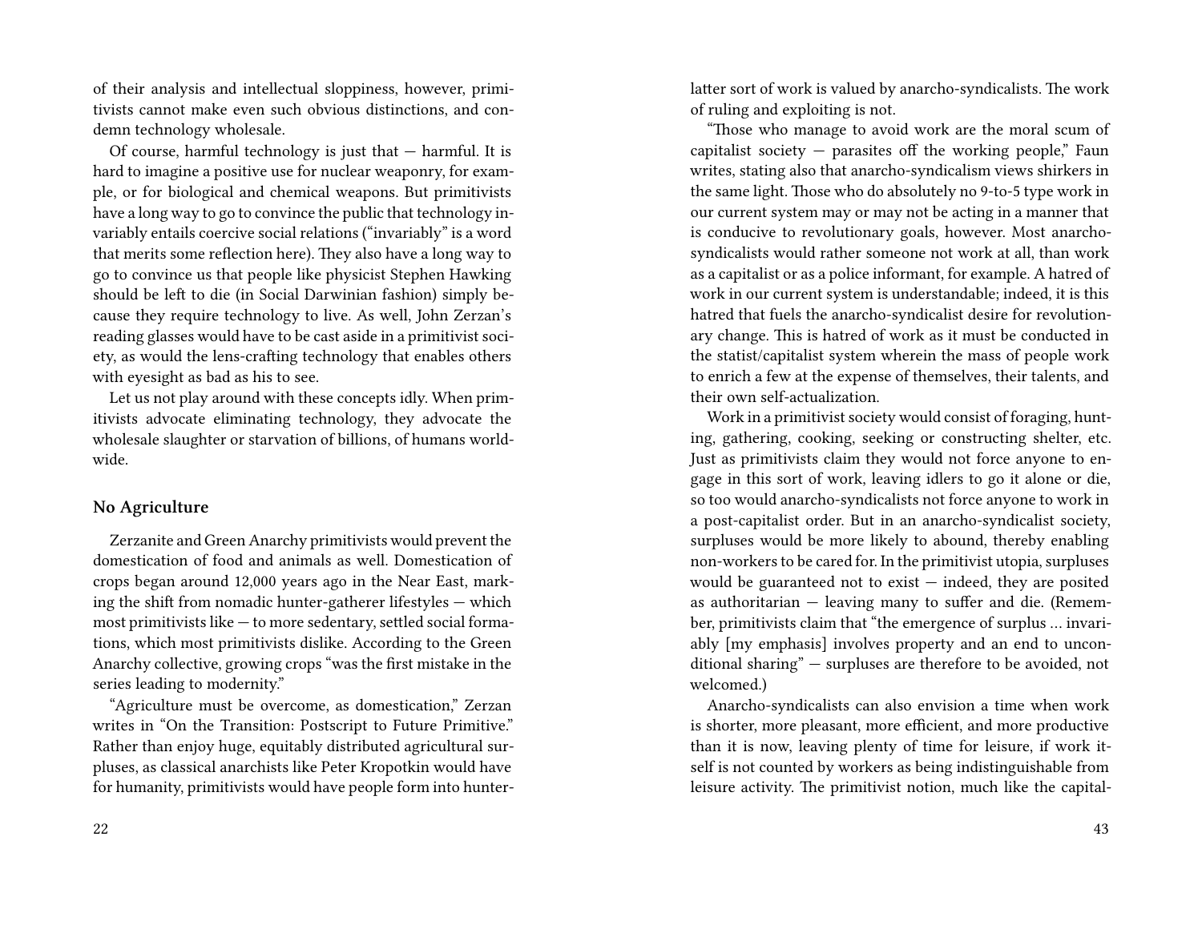of their analysis and intellectual sloppiness, however, primitivists cannot make even such obvious distinctions, and condemn technology wholesale.

Of course, harmful technology is just that — harmful. It is hard to imagine a positive use for nuclear weaponry, for example, or for biological and chemical weapons. But primitivists have a long way to go to convince the public that technology invariably entails coercive social relations ("invariably" is a word that merits some reflection here). They also have a long way to go to convince us that people like physicist Stephen Hawking should be left to die (in Social Darwinian fashion) simply because they require technology to live. As well, John Zerzan's reading glasses would have to be cast aside in a primitivist society, as would the lens-crafting technology that enables others with eyesight as bad as his to see.

Let us not play around with these concepts idly. When primitivists advocate eliminating technology, they advocate the wholesale slaughter or starvation of billions, of humans worldwide.

### No Agriculture

Zerzanite and Green Anarchy primitivists would prevent the domestication of food and animals as well. Domestication of crops began around 12,000 years ago in the Near East, marking the shift from nomadic hunter-gatherer lifestyles — which most primitivists like — to more sedentary, settled social formations, which most primitivists dislike. According to the Green Anarchy collective, growing crops "was the first mistake in the series leading to modernity."

"Agriculture must be overcome, as domestication," Zerzan writes in "On the Transition: Postscript to Future Primitive." Rather than enjoy huge, equitably distributed agricultural surpluses, as classical anarchists like Peter Kropotkin would have for humanity, primitivists would have people form into hunter-

latter sort of work is valued by anarcho-syndicalists. The work of ruling and exploiting is not.

"Those who manage to avoid work are the moral scum of capitalist society — parasites off the working people," Faun writes, stating also that anarcho-syndicalism views shirkers in the same light. Those who do absolutely no 9-to-5 type work in our current system may or may not be acting in a manner that is conducive to revolutionary goals, however. Most anarcho-syndicalists would rather someone not work at all, than work as a capitalist or as a police informant, for example. A hatred of work in our current system is understandable; indeed, it is this hatred that fuels the anarcho-syndicalist desire for revolutionary change. This is hatred of work as it must be conducted in the statist/capitalist system wherein the mass of people work to enrich a few at the expense of themselves, their talents, and their own self-actualization.

Work in a primitivist society would consist of foraging, hunting, gathering, cooking, seeking or constructing shelter, etc. Just as primitivists claim they would not force anyone to engage in this sort of work, leaving idlers to go it alone or die, so too would anarcho-syndicalists not force anyone to work in a post-capitalist order. But in an anarcho-syndicalist society, surpluses would be more likely to abound, thereby enabling non-workers to be cared for. In the primitivist utopia, surpluses would be guaranteed not to exist — indeed, they are posited as authoritarian — leaving many to suffer and die. (Remember, primitivists claim that "the emergence of surplus … invariably [my emphasis] involves property and an end to unconditional sharing" — surpluses are therefore to be avoided, not welcomed.)

Anarcho-syndicalists can also envision a time when work is shorter, more pleasant, more efficient, and more productive than it is now, leaving plenty of time for leisure, if work itself is not counted by workers as being indistinguishable from leisure activity. The primitivist notion, much like the capital-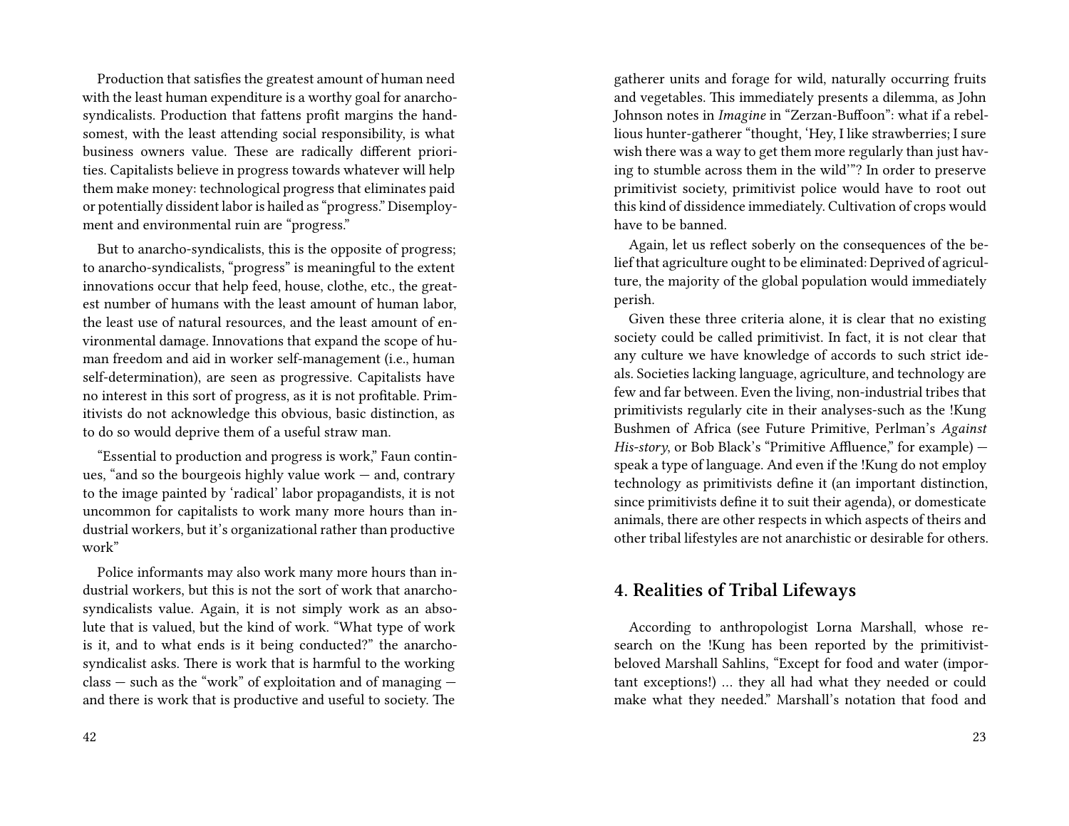Production that satisfies the greatest amount of human need with the least human expenditure is a worthy goal for anarcho-syndicalists. Production that fattens profit margins the handsomest, with the least attending social responsibility, is what business owners value. These are radically different priorities. Capitalists believe in progress towards whatever will help them make money: technological progress that eliminates paid or potentially dissident labor is hailed as "progress." Disemployment and environmental ruin are "progress."

But to anarcho-syndicalists, this is the opposite of progress; to anarcho-syndicalists, "progress" is meaningful to the extent innovations occur that help feed, house, clothe, etc., the greatest number of humans with the least amount of human labor, the least use of natural resources, and the least amount of environmental damage. Innovations that expand the scope of human freedom and aid in worker self-management (i.e., human self-determination), are seen as progressive. Capitalists have no interest in this sort of progress, as it is not profitable. Primitivists do not acknowledge this obvious, basic distinction, as to do so would deprive them of a useful straw man.

"Essential to production and progress is work," Faun continues, "and so the bourgeois highly value work — and, contrary to the image painted by 'radical' labor propagandists, it is not uncommon for capitalists to work many more hours than industrial workers, but it's organizational rather than productive work"

Police informants may also work many more hours than industrial workers, but this is not the sort of work that anarcho-syndicalists value. Again, it is not simply work as an absolute that is valued, but the kind of work. "What type of work is it, and to what ends is it being conducted?" the anarcho-syndicalist asks. There is work that is harmful to the working class — such as the "work" of exploitation and of managing — and there is work that is productive and useful to society. The

gatherer units and forage for wild, naturally occurring fruits and vegetables. This immediately presents a dilemma, as John Johnson notes in *Imagine* in "Zerzan-Buffoon": what if a rebellious hunter-gatherer "thought, 'Hey, I like strawberries; I sure wish there was a way to get them more regularly than just having to stumble across them in the wild'"? In order to preserve primitivist society, primitivist police would have to root out this kind of dissidence immediately. Cultivation of crops would have to be banned.

Again, let us reflect soberly on the consequences of the belief that agriculture ought to be eliminated: Deprived of agriculture, the majority of the global population would immediately perish.

Given these three criteria alone, it is clear that no existing society could be called primitivist. In fact, it is not clear that any culture we have knowledge of accords to such strict ideals. Societies lacking language, agriculture, and technology are few and far between. Even the living, non-industrial tribes that primitivists regularly cite in their analyses-such as the !Kung Bushmen of Africa (see Future Primitive, Perlman's *Against His-story*, or Bob Black's "Primitive Affluence," for example) — speak a type of language. And even if the !Kung do not employ technology as primitivists define it (an important distinction, since primitivists define it to suit their agenda), or domesticate animals, there are other respects in which aspects of theirs and other tribal lifestyles are not anarchistic or desirable for others.

## 4. Realities of Tribal Lifeways

According to anthropologist Lorna Marshall, whose research on the !Kung has been reported by the primitivist-beloved Marshall Sahlins, "Except for food and water (important exceptions!) … they all had what they needed or could make what they needed." Marshall's notation that food and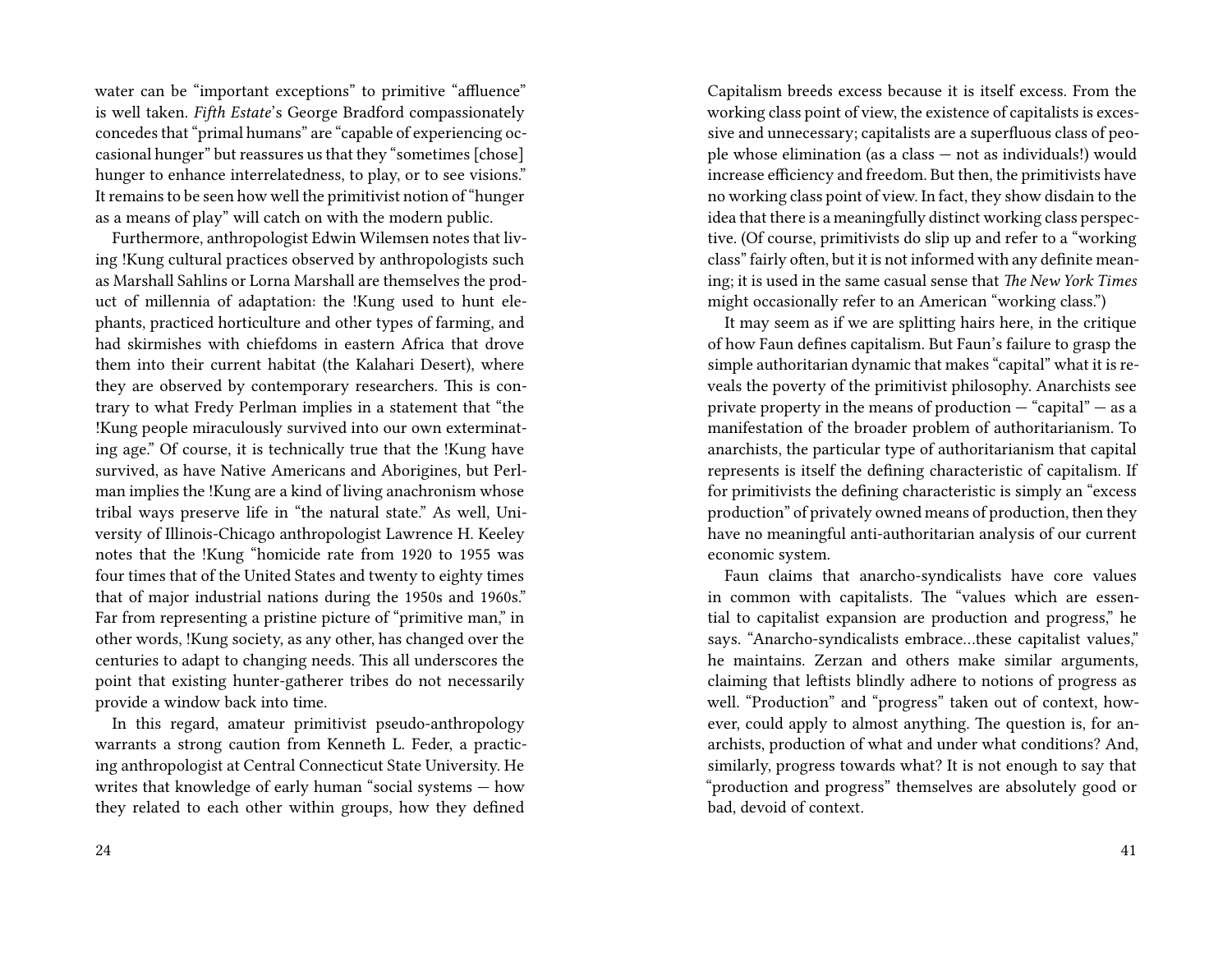water can be "important exceptions" to primitive "affluence" is well taken. *Fifth Estate*'s George Bradford compassionately concedes that "primal humans" are "capable of experiencing occasional hunger" but reassures us that they "sometimes [chose] hunger to enhance interrelatedness, to play, or to see visions." It remains to be seen how well the primitivist notion of "hunger as a means of play" will catch on with the modern public.

Furthermore, anthropologist Edwin Wilemsen notes that living !Kung cultural practices observed by anthropologists such as Marshall Sahlins or Lorna Marshall are themselves the product of millennia of adaptation: the !Kung used to hunt elephants, practiced horticulture and other types of farming, and had skirmishes with chiefdoms in eastern Africa that drove them into their current habitat (the Kalahari Desert), where they are observed by contemporary researchers. This is contrary to what Fredy Perlman implies in a statement that "the !Kung people miraculously survived into our own exterminating age." Of course, it is technically true that the !Kung have survived, as have Native Americans and Aborigines, but Perlman implies the !Kung are a kind of living anachronism whose tribal ways preserve life in "the natural state." As well, University of Illinois-Chicago anthropologist Lawrence H. Keeley notes that the !Kung "homicide rate from 1920 to 1955 was four times that of the United States and twenty to eighty times that of major industrial nations during the 1950s and 1960s." Far from representing a pristine picture of "primitive man," in other words, !Kung society, as any other, has changed over the centuries to adapt to changing needs. This all underscores the point that existing hunter-gatherer tribes do not necessarily provide a window back into time.

In this regard, amateur primitivist pseudo-anthropology warrants a strong caution from Kenneth L. Feder, a practicing anthropologist at Central Connecticut State University. He writes that knowledge of early human "social systems — how they related to each other within groups, how they defined

Capitalism breeds excess because it is itself excess. From the working class point of view, the existence of capitalists is excessive and unnecessary; capitalists are a superfluous class of people whose elimination (as a class — not as individuals!) would increase efficiency and freedom. But then, the primitivists have no working class point of view. In fact, they show disdain to the idea that there is a meaningfully distinct working class perspective. (Of course, primitivists do slip up and refer to a "working class" fairly often, but it is not informed with any definite meaning; it is used in the same casual sense that *The New York Times* might occasionally refer to an American "working class.")

It may seem as if we are splitting hairs here, in the critique of how Faun defines capitalism. But Faun's failure to grasp the simple authoritarian dynamic that makes "capital" what it is reveals the poverty of the primitivist philosophy. Anarchists see private property in the means of production — "capital" — as a manifestation of the broader problem of authoritarianism. To anarchists, the particular type of authoritarianism that capital represents is itself the defining characteristic of capitalism. If for primitivists the defining characteristic is simply an "excess production" of privately owned means of production, then they have no meaningful anti-authoritarian analysis of our current economic system.

Faun claims that anarcho-syndicalists have core values in common with capitalists. The "values which are essential to capitalist expansion are production and progress," he says. "Anarcho-syndicalists embrace…these capitalist values," he maintains. Zerzan and others make similar arguments, claiming that leftists blindly adhere to notions of progress as well. "Production" and "progress" taken out of context, however, could apply to almost anything. The question is, for anarchists, production of what and under what conditions? And, similarly, progress towards what? It is not enough to say that "production and progress" themselves are absolutely good or bad, devoid of context.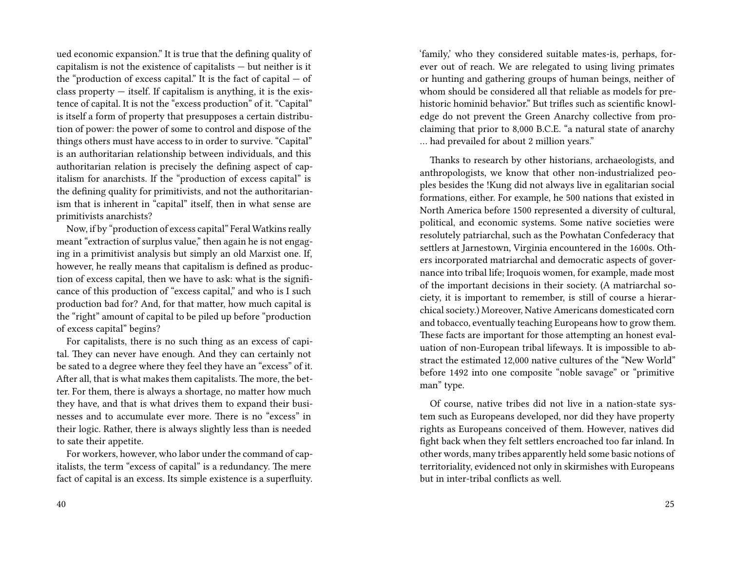ued economic expansion." It is true that the defining quality of capitalism is not the existence of capitalists — but neither is it the "production of excess capital." It is the fact of capital — of class property — itself. If capitalism is anything, it is the existence of capital. It is not the "excess production" of it. "Capital" is itself a form of property that presupposes a certain distribution of power: the power of some to control and dispose of the things others must have access to in order to survive. "Capital" is an authoritarian relationship between individuals, and this authoritarian relation is precisely the defining aspect of capitalism for anarchists. If the "production of excess capital" is the defining quality for primitivists, and not the authoritarianism that is inherent in "capital" itself, then in what sense are primitivists anarchists?

Now, if by "production of excess capital" Feral Watkins really meant "extraction of surplus value," then again he is not engaging in a primitivist analysis but simply an old Marxist one. If, however, he really means that capitalism is defined as production of excess capital, then we have to ask: what is the significance of this production of "excess capital," and who is I such production bad for? And, for that matter, how much capital is the "right" amount of capital to be piled up before "production of excess capital" begins?

For capitalists, there is no such thing as an excess of capital. They can never have enough. And they can certainly not be sated to a degree where they feel they have an "excess" of it. After all, that is what makes them capitalists. The more, the better. For them, there is always a shortage, no matter how much they have, and that is what drives them to expand their businesses and to accumulate ever more. There is no "excess" in their logic. Rather, there is always slightly less than is needed to sate their appetite.

For workers, however, who labor under the command of capitalists, the term "excess of capital" is a redundancy. The mere fact of capital is an excess. Its simple existence is a superfluity.

'family,' who they considered suitable mates-is, perhaps, forever out of reach. We are relegated to using living primates or hunting and gathering groups of human beings, neither of whom should be considered all that reliable as models for prehistoric hominid behavior." But trifles such as scientific knowledge do not prevent the Green Anarchy collective from proclaiming that prior to 8,000 B.C.E. "a natural state of anarchy … had prevailed for about 2 million years."

Thanks to research by other historians, archaeologists, and anthropologists, we know that other non-industrialized peoples besides the !Kung did not always live in egalitarian social formations, either. For example, he 500 nations that existed in North America before 1500 represented a diversity of cultural, political, and economic systems. Some native societies were resolutely patriarchal, such as the Powhatan Confederacy that settlers at Jarnestown, Virginia encountered in the 1600s. Others incorporated matriarchal and democratic aspects of governance into tribal life; Iroquois women, for example, made most of the important decisions in their society. (A matriarchal society, it is important to remember, is still of course a hierarchical society.) Moreover, Native Americans domesticated corn and tobacco, eventually teaching Europeans how to grow them. These facts are important for those attempting an honest evaluation of non-European tribal lifeways. It is impossible to abstract the estimated 12,000 native cultures of the "New World" before 1492 into one composite "noble savage" or "primitive man" type.

Of course, native tribes did not live in a nation-state system such as Europeans developed, nor did they have property rights as Europeans conceived of them. However, natives did fight back when they felt settlers encroached too far inland. In other words, many tribes apparently held some basic notions of territoriality, evidenced not only in skirmishes with Europeans but in inter-tribal conflicts as well.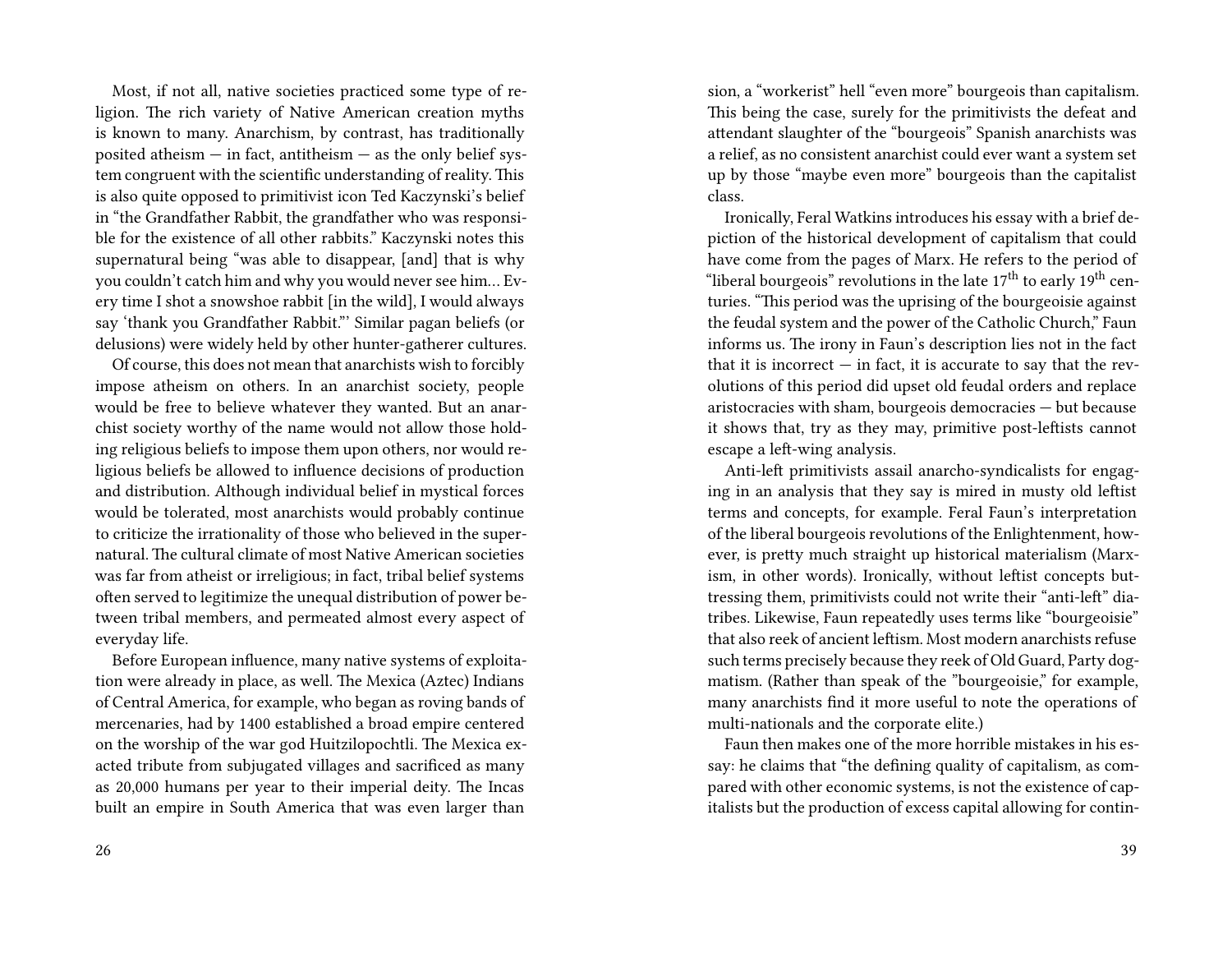Most, if not all, native societies practiced some type of religion. The rich variety of Native American creation myths is known to many. Anarchism, by contrast, has traditionally posited atheism — in fact, antitheism — as the only belief system congruent with the scientific understanding of reality. This is also quite opposed to primitivist icon Ted Kaczynski's belief in "the Grandfather Rabbit, the grandfather who was responsible for the existence of all other rabbits." Kaczynski notes this supernatural being "was able to disappear, [and] that is why you couldn't catch him and why you would never see him… Every time I shot a snowshoe rabbit [in the wild], I would always say 'thank you Grandfather Rabbit."' Similar pagan beliefs (or delusions) were widely held by other hunter-gatherer cultures.

Of course, this does not mean that anarchists wish to forcibly impose atheism on others. In an anarchist society, people would be free to believe whatever they wanted. But an anarchist society worthy of the name would not allow those holding religious beliefs to impose them upon others, nor would religious beliefs be allowed to influence decisions of production and distribution. Although individual belief in mystical forces would be tolerated, most anarchists would probably continue to criticize the irrationality of those who believed in the supernatural. The cultural climate of most Native American societies was far from atheist or irreligious; in fact, tribal belief systems often served to legitimize the unequal distribution of power between tribal members, and permeated almost every aspect of everyday life.

Before European influence, many native systems of exploitation were already in place, as well. The Mexica (Aztec) Indians of Central America, for example, who began as roving bands of mercenaries, had by 1400 established a broad empire centered on the worship of the war god Huitzilopochtli. The Mexica exacted tribute from subjugated villages and sacrificed as many as 20,000 humans per year to their imperial deity. The Incas built an empire in South America that was even larger than

sion, a "workerist" hell "even more" bourgeois than capitalism. This being the case, surely for the primitivists the defeat and attendant slaughter of the "bourgeois" Spanish anarchists was a relief, as no consistent anarchist could ever want a system set up by those "maybe even more" bourgeois than the capitalist class.

Ironically, Feral Watkins introduces his essay with a brief depiction of the historical development of capitalism that could have come from the pages of Marx. He refers to the period of "liberal bourgeois" revolutions in the late 17th to early 19th centuries. "This period was the uprising of the bourgeoisie against the feudal system and the power of the Catholic Church," Faun informs us. The irony in Faun's description lies not in the fact that it is incorrect — in fact, it is accurate to say that the revolutions of this period did upset old feudal orders and replace aristocracies with sham, bourgeois democracies — but because it shows that, try as they may, primitive post-leftists cannot escape a left-wing analysis.

Anti-left primitivists assail anarcho-syndicalists for engaging in an analysis that they say is mired in musty old leftist terms and concepts, for example. Feral Faun's interpretation of the liberal bourgeois revolutions of the Enlightenment, however, is pretty much straight up historical materialism (Marxism, in other words). Ironically, without leftist concepts buttressing them, primitivists could not write their "anti-left" diatribes. Likewise, Faun repeatedly uses terms like "bourgeoisie" that also reek of ancient leftism. Most modern anarchists refuse such terms precisely because they reek of Old Guard, Party dogmatism. (Rather than speak of the "bourgeoisie," for example, many anarchists find it more useful to note the operations of multi-nationals and the corporate elite.)

Faun then makes one of the more horrible mistakes in his essay: he claims that "the defining quality of capitalism, as compared with other economic systems, is not the existence of capitalists but the production of excess capital allowing for contin-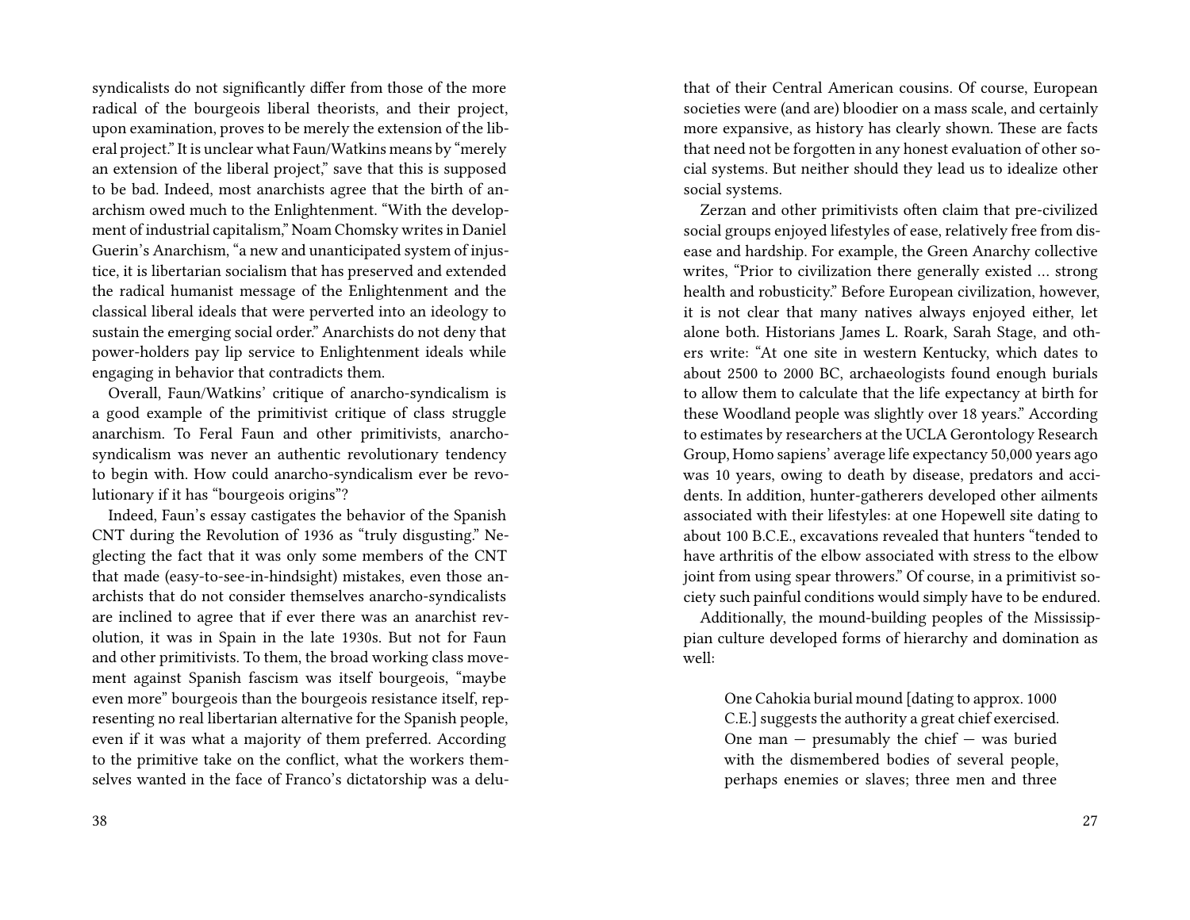syndicalists do not significantly differ from those of the more radical of the bourgeois liberal theorists, and their project, upon examination, proves to be merely the extension of the liberal project." It is unclear what Faun/Watkins means by "merely an extension of the liberal project," save that this is supposed to be bad. Indeed, most anarchists agree that the birth of anarchism owed much to the Enlightenment. "With the development of industrial capitalism," Noam Chomsky writes in Daniel Guerin's Anarchism, "a new and unanticipated system of injustice, it is libertarian socialism that has preserved and extended the radical humanist message of the Enlightenment and the classical liberal ideals that were perverted into an ideology to sustain the emerging social order." Anarchists do not deny that power-holders pay lip service to Enlightenment ideals while engaging in behavior that contradicts them.

Overall, Faun/Watkins' critique of anarcho-syndicalism is a good example of the primitivist critique of class struggle anarchism. To Feral Faun and other primitivists, anarcho-syndicalism was never an authentic revolutionary tendency to begin with. How could anarcho-syndicalism ever be revolutionary if it has "bourgeois origins"?

Indeed, Faun's essay castigates the behavior of the Spanish CNT during the Revolution of 1936 as "truly disgusting." Neglecting the fact that it was only some members of the CNT that made (easy-to-see-in-hindsight) mistakes, even those anarchists that do not consider themselves anarcho-syndicalists are inclined to agree that if ever there was an anarchist revolution, it was in Spain in the late 1930s. But not for Faun and other primitivists. To them, the broad working class movement against Spanish fascism was itself bourgeois, "maybe even more" bourgeois than the bourgeois resistance itself, representing no real libertarian alternative for the Spanish people, even if it was what a majority of them preferred. According to the primitive take on the conflict, what the workers themselves wanted in the face of Franco's dictatorship was a delu-

that of their Central American cousins. Of course, European societies were (and are) bloodier on a mass scale, and certainly more expansive, as history has clearly shown. These are facts that need not be forgotten in any honest evaluation of other social systems. But neither should they lead us to idealize other social systems.

Zerzan and other primitivists often claim that pre-civilized social groups enjoyed lifestyles of ease, relatively free from disease and hardship. For example, the Green Anarchy collective writes, "Prior to civilization there generally existed … strong health and robusticity." Before European civilization, however, it is not clear that many natives always enjoyed either, let alone both. Historians James L. Roark, Sarah Stage, and others write: "At one site in western Kentucky, which dates to about 2500 to 2000 BC, archaeologists found enough burials to allow them to calculate that the life expectancy at birth for these Woodland people was slightly over 18 years." According to estimates by researchers at the UCLA Gerontology Research Group, Homo sapiens' average life expectancy 50,000 years ago was 10 years, owing to death by disease, predators and accidents. In addition, hunter-gatherers developed other ailments associated with their lifestyles: at one Hopewell site dating to about 100 B.C.E., excavations revealed that hunters "tended to have arthritis of the elbow associated with stress to the elbow joint from using spear throwers." Of course, in a primitivist society such painful conditions would simply have to be endured.

Additionally, the mound-building peoples of the Mississippian culture developed forms of hierarchy and domination as well:

> One Cahokia burial mound [dating to approx. 1000 C.E.] suggests the authority a great chief exercised. One man — presumably the chief — was buried with the dismembered bodies of several people, perhaps enemies or slaves; three men and three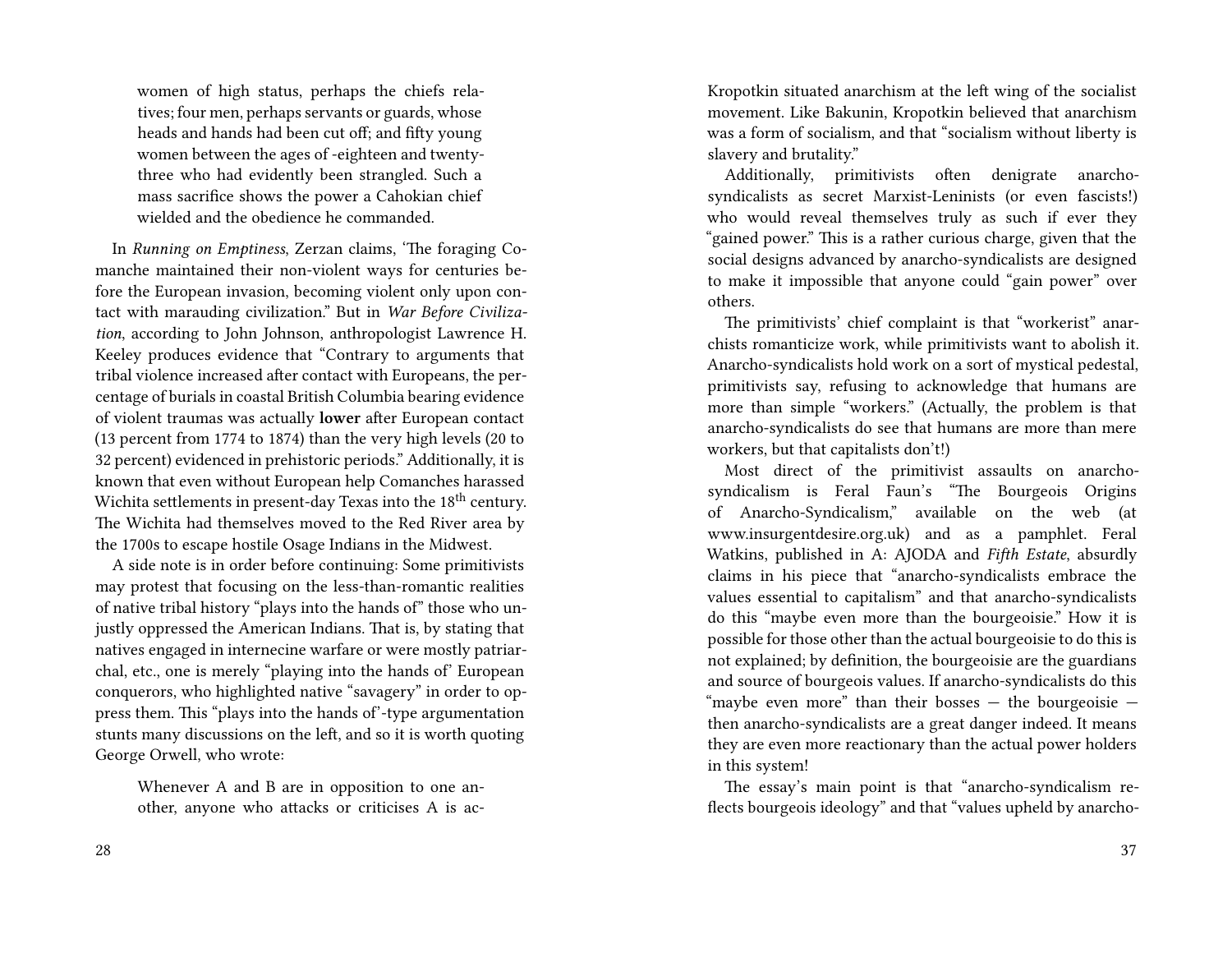> women of high status, perhaps the chiefs relatives; four men, perhaps servants or guards, whose heads and hands had been cut off; and fifty young women between the ages of -eighteen and twenty-three who had evidently been strangled. Such a mass sacrifice shows the power a Cahokian chief wielded and the obedience he commanded.

In *Running on Emptiness*, Zerzan claims, 'The foraging Comanche maintained their non-violent ways for centuries before the European invasion, becoming violent only upon contact with marauding civilization." But in *War Before Civilization*, according to John Johnson, anthropologist Lawrence H. Keeley produces evidence that "Contrary to arguments that tribal violence increased after contact with Europeans, the percentage of burials in coastal British Columbia bearing evidence of violent traumas was actually **lower** after European contact (13 percent from 1774 to 1874) than the very high levels (20 to 32 percent) evidenced in prehistoric periods." Additionally, it is known that even without European help Comanches harassed Wichita settlements in present-day Texas into the 18th century. The Wichita had themselves moved to the Red River area by the 1700s to escape hostile Osage Indians in the Midwest.

A side note is in order before continuing: Some primitivists may protest that focusing on the less-than-romantic realities of native tribal history "plays into the hands of" those who unjustly oppressed the American Indians. That is, by stating that natives engaged in internecine warfare or were mostly patriarchal, etc., one is merely "playing into the hands of' European conquerors, who highlighted native "savagery" in order to oppress them. This "plays into the hands of'-type argumentation stunts many discussions on the left, and so it is worth quoting George Orwell, who wrote:

> Whenever A and B are in opposition to one another, anyone who attacks or criticises A is ac-

Kropotkin situated anarchism at the left wing of the socialist movement. Like Bakunin, Kropotkin believed that anarchism was a form of socialism, and that "socialism without liberty is slavery and brutality."

Additionally, primitivists often denigrate anarcho-syndicalists as secret Marxist-Leninists (or even fascists!) who would reveal themselves truly as such if ever they "gained power." This is a rather curious charge, given that the social designs advanced by anarcho-syndicalists are designed to make it impossible that anyone could "gain power" over others.

The primitivists' chief complaint is that "workerist" anarchists romanticize work, while primitivists want to abolish it. Anarcho-syndicalists hold work on a sort of mystical pedestal, primitivists say, refusing to acknowledge that humans are more than simple "workers." (Actually, the problem is that anarcho-syndicalists do see that humans are more than mere workers, but that capitalists don't!)

Most direct of the primitivist assaults on anarcho-syndicalism is Feral Faun's "The Bourgeois Origins of Anarcho-Syndicalism," available on the web (at www.insurgentdesire.org.uk) and as a pamphlet. Feral Watkins, published in A: AJODA and *Fifth Estate*, absurdly claims in his piece that "anarcho-syndicalists embrace the values essential to capitalism" and that anarcho-syndicalists do this "maybe even more than the bourgeoisie." How it is possible for those other than the actual bourgeoisie to do this is not explained; by definition, the bourgeoisie are the guardians and source of bourgeois values. If anarcho-syndicalists do this "maybe even more" than their bosses — the bourgeoisie — then anarcho-syndicalists are a great danger indeed. It means they are even more reactionary than the actual power holders in this system!

The essay's main point is that "anarcho-syndicalism reflects bourgeois ideology" and that "values upheld by anarcho-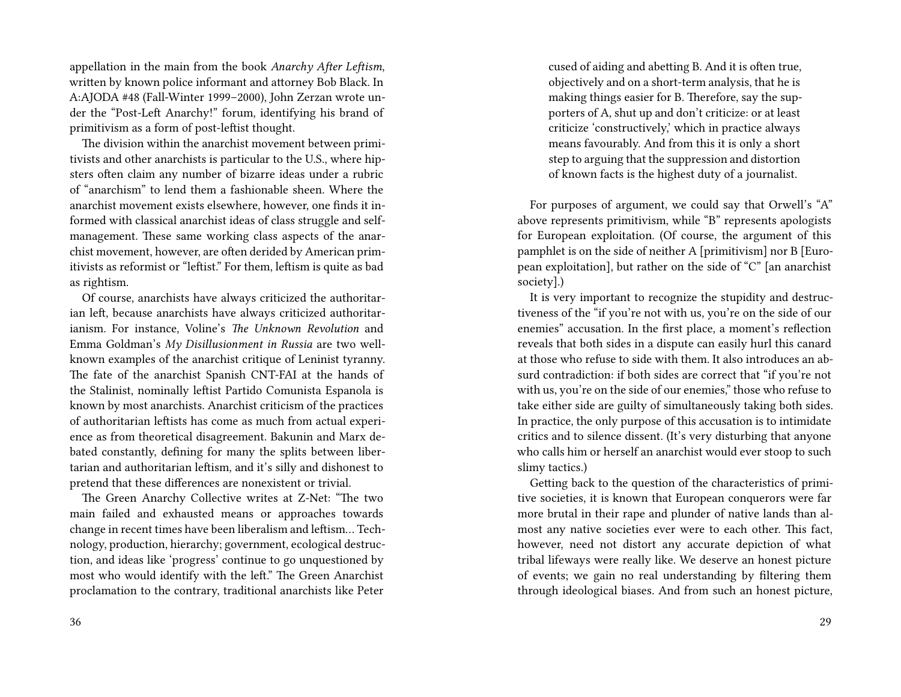appellation in the main from the book *Anarchy After Leftism*, written by known police informant and attorney Bob Black. In A:AJODA #48 (Fall-Winter 1999–2000), John Zerzan wrote under the "Post-Left Anarchy!" forum, identifying his brand of primitivism as a form of post-leftist thought.

The division within the anarchist movement between primitivists and other anarchists is particular to the U.S., where hipsters often claim any number of bizarre ideas under a rubric of "anarchism" to lend them a fashionable sheen. Where the anarchist movement exists elsewhere, however, one finds it informed with classical anarchist ideas of class struggle and self-management. These same working class aspects of the anarchist movement, however, are often derided by American primitivists as reformist or "leftist." For them, leftism is quite as bad as rightism.

Of course, anarchists have always criticized the authoritarian left, because anarchists have always criticized authoritarianism. For instance, Voline's *The Unknown Revolution* and Emma Goldman's *My Disillusionment in Russia* are two well-known examples of the anarchist critique of Leninist tyranny. The fate of the anarchist Spanish CNT-FAI at the hands of the Stalinist, nominally leftist Partido Comunista Espanola is known by most anarchists. Anarchist criticism of the practices of authoritarian leftists has come as much from actual experience as from theoretical disagreement. Bakunin and Marx debated constantly, defining for many the splits between libertarian and authoritarian leftism, and it's silly and dishonest to pretend that these differences are nonexistent or trivial.

The Green Anarchy Collective writes at Z-Net: "The two main failed and exhausted means or approaches towards change in recent times have been liberalism and leftism… Technology, production, hierarchy; government, ecological destruction, and ideas like 'progress' continue to go unquestioned by most who would identify with the left." The Green Anarchist proclamation to the contrary, traditional anarchists like Peter

> cused of aiding and abetting B. And it is often true, objectively and on a short-term analysis, that he is making things easier for B. Therefore, say the supporters of A, shut up and don't criticize: or at least criticize 'constructively,' which in practice always means favourably. And from this it is only a short step to arguing that the suppression and distortion of known facts is the highest duty of a journalist.

For purposes of argument, we could say that Orwell's "A" above represents primitivism, while "B" represents apologists for European exploitation. (Of course, the argument of this pamphlet is on the side of neither A [primitivism] nor B [European exploitation], but rather on the side of "C" [an anarchist society].)

It is very important to recognize the stupidity and destructiveness of the "if you're not with us, you're on the side of our enemies" accusation. In the first place, a moment's reflection reveals that both sides in a dispute can easily hurl this canard at those who refuse to side with them. It also introduces an absurd contradiction: if both sides are correct that "if you're not with us, you're on the side of our enemies," those who refuse to take either side are guilty of simultaneously taking both sides. In practice, the only purpose of this accusation is to intimidate critics and to silence dissent. (It's very disturbing that anyone who calls him or herself an anarchist would ever stoop to such slimy tactics.)

Getting back to the question of the characteristics of primitive societies, it is known that European conquerors were far more brutal in their rape and plunder of native lands than almost any native societies ever were to each other. This fact, however, need not distort any accurate depiction of what tribal lifeways were really like. We deserve an honest picture of events; we gain no real understanding by filtering them through ideological biases. And from such an honest picture,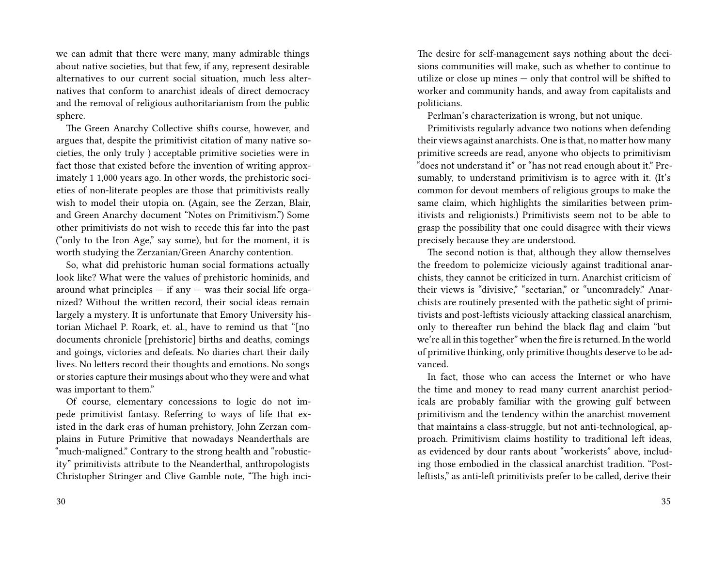we can admit that there were many, many admirable things about native societies, but that few, if any, represent desirable alternatives to our current social situation, much less alternatives that conform to anarchist ideals of direct democracy and the removal of religious authoritarianism from the public sphere.

The Green Anarchy Collective shifts course, however, and argues that, despite the primitivist citation of many native societies, the only truly ) acceptable primitive societies were in fact those that existed before the invention of writing approximately 1 1,000 years ago. In other words, the prehistoric societies of non-literate peoples are those that primitivists really wish to model their utopia on. (Again, see the Zerzan, Blair, and Green Anarchy document "Notes on Primitivism.") Some other primitivists do not wish to recede this far into the past ("only to the Iron Age," say some), but for the moment, it is worth studying the Zerzanian/Green Anarchy contention.

So, what did prehistoric human social formations actually look like? What were the values of prehistoric hominids, and around what principles — if any — was their social life organized? Without the written record, their social ideas remain largely a mystery. It is unfortunate that Emory University historian Michael P. Roark, et. al., have to remind us that "[no documents chronicle [prehistoric] births and deaths, comings and goings, victories and defeats. No diaries chart their daily lives. No letters record their thoughts and emotions. No songs or stories capture their musings about who they were and what was important to them."

Of course, elementary concessions to logic do not impede primitivist fantasy. Referring to ways of life that existed in the dark eras of human prehistory, John Zerzan complains in Future Primitive that nowadays Neanderthals are "much-maligned." Contrary to the strong health and "robusticity" primitivists attribute to the Neanderthal, anthropologists Christopher Stringer and Clive Gamble note, "The high inci-

The desire for self-management says nothing about the decisions communities will make, such as whether to continue to utilize or close up mines — only that control will be shifted to worker and community hands, and away from capitalists and politicians.

Perlman's characterization is wrong, but not unique.

Primitivists regularly advance two notions when defending their views against anarchists. One is that, no matter how many primitive screeds are read, anyone who objects to primitivism "does not understand it" or "has not read enough about it." Presumably, to understand primitivism is to agree with it. (It's common for devout members of religious groups to make the same claim, which highlights the similarities between primitivists and religionists.) Primitivists seem not to be able to grasp the possibility that one could disagree with their views precisely because they are understood.

The second notion is that, although they allow themselves the freedom to polemicize viciously against traditional anarchists, they cannot be criticized in turn. Anarchist criticism of their views is "divisive," "sectarian," or "uncomradely." Anarchists are routinely presented with the pathetic sight of primitivists and post-leftists viciously attacking classical anarchism, only to thereafter run behind the black flag and claim "but we're all in this together" when the fire is returned. In the world of primitive thinking, only primitive thoughts deserve to be advanced.

In fact, those who can access the Internet or who have the time and money to read many current anarchist periodicals are probably familiar with the growing gulf between primitivism and the tendency within the anarchist movement that maintains a class-struggle, but not anti-technological, approach. Primitivism claims hostility to traditional left ideas, as evidenced by dour rants about "workerists" above, including those embodied in the classical anarchist tradition. "Post-leftists," as anti-left primitivists prefer to be called, derive their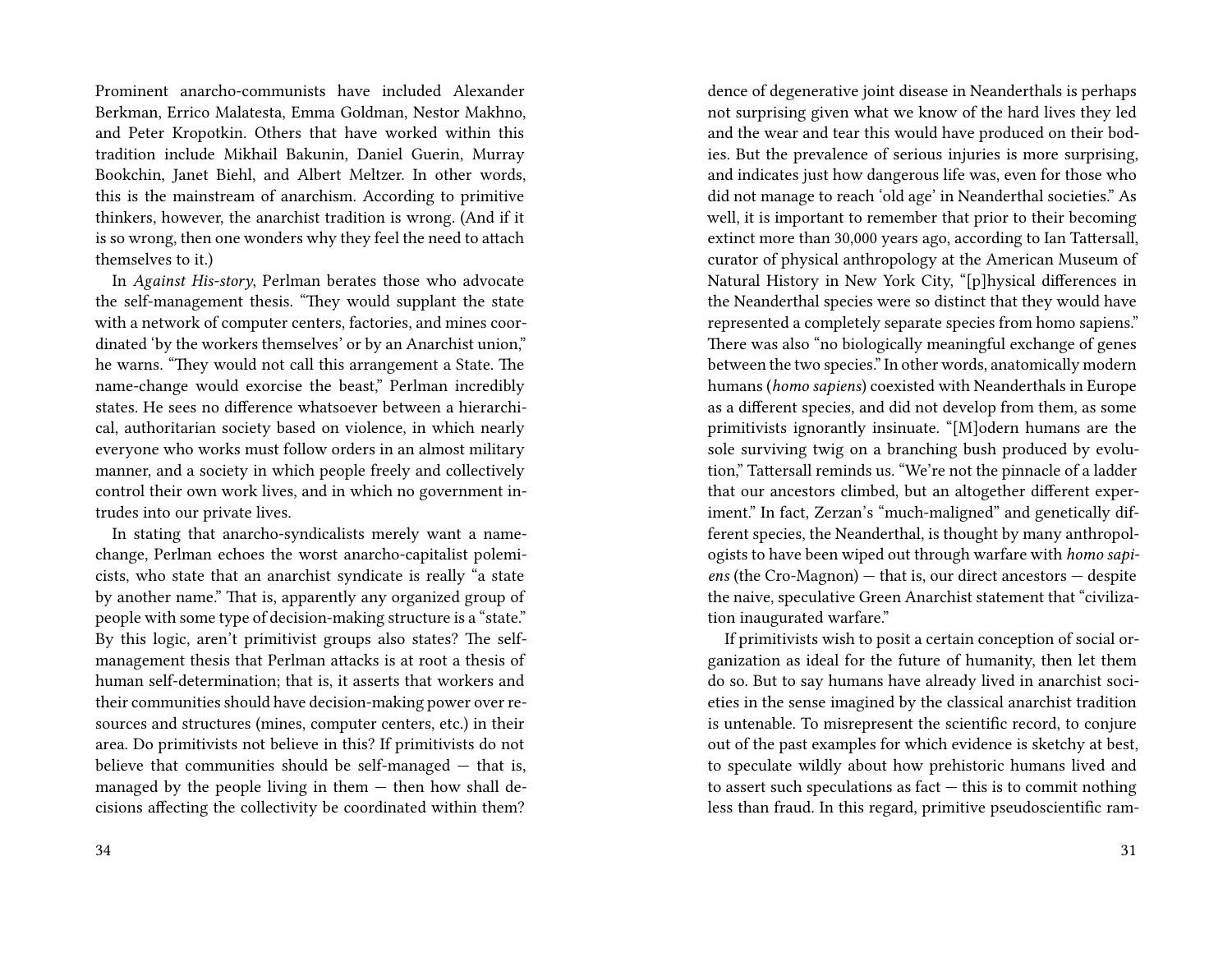Prominent anarcho-communists have included Alexander Berkman, Errico Malatesta, Emma Goldman, Nestor Makhno, and Peter Kropotkin. Others that have worked within this tradition include Mikhail Bakunin, Daniel Guerin, Murray Bookchin, Janet Biehl, and Albert Meltzer. In other words, this is the mainstream of anarchism. According to primitive thinkers, however, the anarchist tradition is wrong. (And if it is so wrong, then one wonders why they feel the need to attach themselves to it.)

In *Against His-story*, Perlman berates those who advocate the self-management thesis. "They would supplant the state with a network of computer centers, factories, and mines coordinated 'by the workers themselves' or by an Anarchist union," he warns. "They would not call this arrangement a State. The name-change would exorcise the beast," Perlman incredibly states. He sees no difference whatsoever between a hierarchical, authoritarian society based on violence, in which nearly everyone who works must follow orders in an almost military manner, and a society in which people freely and collectively control their own work lives, and in which no government intrudes into our private lives.

In stating that anarcho-syndicalists merely want a name-change, Perlman echoes the worst anarcho-capitalist polemicists, who state that an anarchist syndicate is really "a state by another name." That is, apparently any organized group of people with some type of decision-making structure is a "state." By this logic, aren't primitivist groups also states? The self-management thesis that Perlman attacks is at root a thesis of human self-determination; that is, it asserts that workers and their communities should have decision-making power over resources and structures (mines, computer centers, etc.) in their area. Do primitivists not believe in this? If primitivists do not believe that communities should be self-managed — that is, managed by the people living in them — then how shall decisions affecting the collectivity be coordinated within them?

dence of degenerative joint disease in Neanderthals is perhaps not surprising given what we know of the hard lives they led and the wear and tear this would have produced on their bodies. But the prevalence of serious injuries is more surprising, and indicates just how dangerous life was, even for those who did not manage to reach 'old age' in Neanderthal societies." As well, it is important to remember that prior to their becoming extinct more than 30,000 years ago, according to Ian Tattersall, curator of physical anthropology at the American Museum of Natural History in New York City, "[p]hysical differences in the Neanderthal species were so distinct that they would have represented a completely separate species from homo sapiens." There was also "no biologically meaningful exchange of genes between the two species." In other words, anatomically modern humans (*homo sapiens*) coexisted with Neanderthals in Europe as a different species, and did not develop from them, as some primitivists ignorantly insinuate. "[M]odern humans are the sole surviving twig on a branching bush produced by evolution," Tattersall reminds us. "We're not the pinnacle of a ladder that our ancestors climbed, but an altogether different experiment." In fact, Zerzan's "much-maligned" and genetically different species, the Neanderthal, is thought by many anthropologists to have been wiped out through warfare with *homo sapiens* (the Cro-Magnon) — that is, our direct ancestors — despite the naive, speculative Green Anarchist statement that "civilization inaugurated warfare."

If primitivists wish to posit a certain conception of social organization as ideal for the future of humanity, then let them do so. But to say humans have already lived in anarchist societies in the sense imagined by the classical anarchist tradition is untenable. To misrepresent the scientific record, to conjure out of the past examples for which evidence is sketchy at best, to speculate wildly about how prehistoric humans lived and to assert such speculations as fact — this is to commit nothing less than fraud. In this regard, primitive pseudoscientific ram-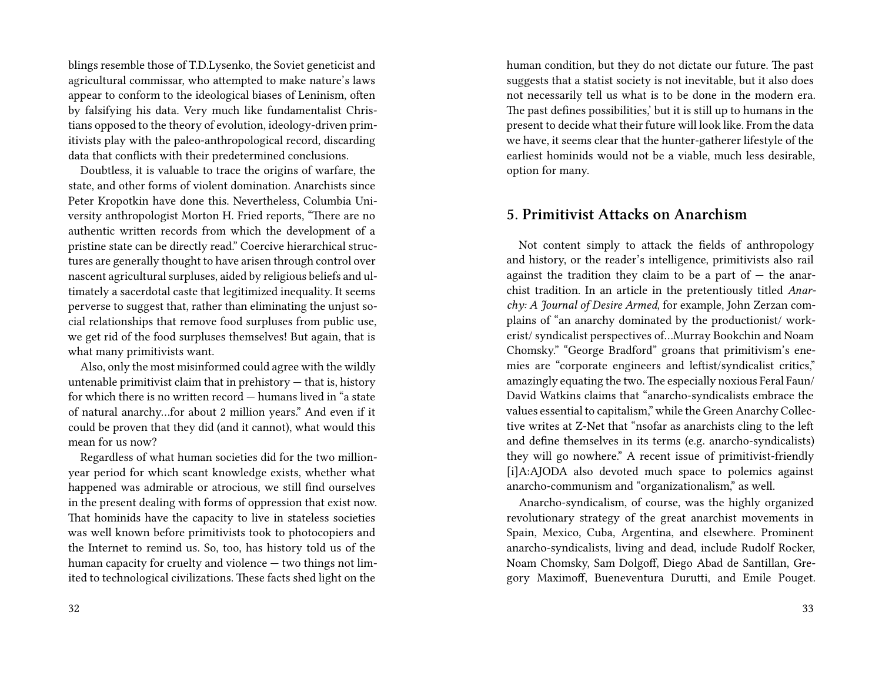blings resemble those of T.D.Lysenko, the Soviet geneticist and agricultural commissar, who attempted to make nature's laws appear to conform to the ideological biases of Leninism, often by falsifying his data. Very much like fundamentalist Christians opposed to the theory of evolution, ideology-driven primitivists play with the paleo-anthropological record, discarding data that conflicts with their predetermined conclusions.

Doubtless, it is valuable to trace the origins of warfare, the state, and other forms of violent domination. Anarchists since Peter Kropotkin have done this. Nevertheless, Columbia University anthropologist Morton H. Fried reports, "There are no authentic written records from which the development of a pristine state can be directly read." Coercive hierarchical structures are generally thought to have arisen through control over nascent agricultural surpluses, aided by religious beliefs and ultimately a sacerdotal caste that legitimized inequality. It seems perverse to suggest that, rather than eliminating the unjust social relationships that remove food surpluses from public use, we get rid of the food surpluses themselves! But again, that is what many primitivists want.

Also, only the most misinformed could agree with the wildly untenable primitivist claim that in prehistory — that is, history for which there is no written record — humans lived in "a state of natural anarchy…for about 2 million years." And even if it could be proven that they did (and it cannot), what would this mean for us now?

Regardless of what human societies did for the two million-year period for which scant knowledge exists, whether what happened was admirable or atrocious, we still find ourselves in the present dealing with forms of oppression that exist now. That hominids have the capacity to live in stateless societies was well known before primitivists took to photocopiers and the Internet to remind us. So, too, has history told us of the human capacity for cruelty and violence — two things not limited to technological civilizations. These facts shed light on the human condition, but they do not dictate our future. The past suggests that a statist society is not inevitable, but it also does not necessarily tell us what is to be done in the modern era. The past defines possibilities,' but it is still up to humans in the present to decide what their future will look like. From the data we have, it seems clear that the hunter-gatherer lifestyle of the earliest hominids would not be a viable, much less desirable, option for many.

## 5. Primitivist Attacks on Anarchism

Not content simply to attack the fields of anthropology and history, or the reader's intelligence, primitivists also rail against the tradition they claim to be a part of — the anarchist tradition. In an article in the pretentiously titled *Anarchy: A Journal of Desire Armed*, for example, John Zerzan complains of "an anarchy dominated by the productionist/ workerist/ syndicalist perspectives of…Murray Bookchin and Noam Chomsky." "George Bradford" groans that primitivism's enemies are "corporate engineers and leftist/syndicalist critics," amazingly equating the two. The especially noxious Feral Faun/ David Watkins claims that "anarcho-syndicalists embrace the values essential to capitalism," while the Green Anarchy Collective writes at Z-Net that "nsofar as anarchists cling to the left and define themselves in its terms (e.g. anarcho-syndicalists) they will go nowhere." A recent issue of primitivist-friendly [i]A:AJODA also devoted much space to polemics against anarcho-communism and "organizationalism," as well.

Anarcho-syndicalism, of course, was the highly organized revolutionary strategy of the great anarchist movements in Spain, Mexico, Cuba, Argentina, and elsewhere. Prominent anarcho-syndicalists, living and dead, include Rudolf Rocker, Noam Chomsky, Sam Dolgoff, Diego Abad de Santillan, Gregory Maximoff, Bueneventura Durutti, and Emile Pouget.